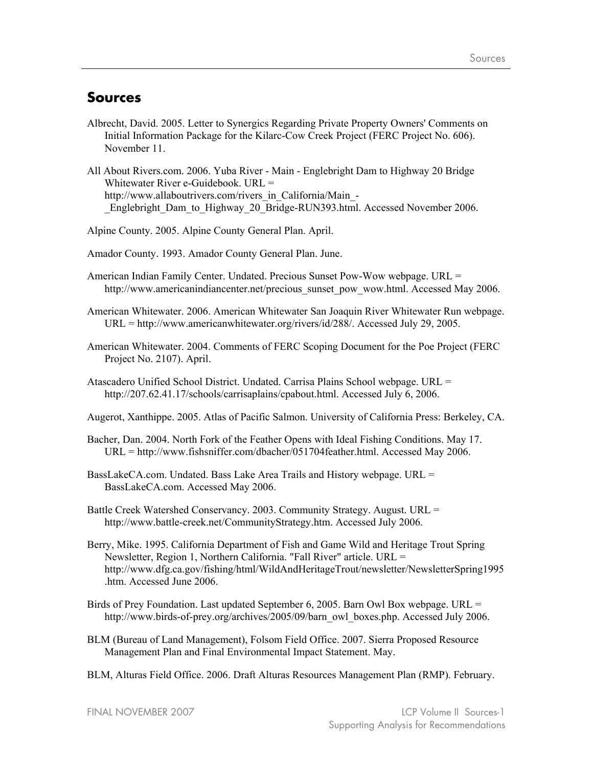# Sources

Albrecht, David. 2005. Letter to Synergics Regarding Private Property Owners' Comments on Initial Information Package for the Kilarc-Cow Creek Project (FERC Project No. 606). November 11.

All About Rivers.com. 2006. Yuba River - Main - Englebright Dam to Highway 20 Bridge Whitewater River e-Guidebook. URL = http://www.allaboutrivers.com/rivers_in_California/Main_-_Englebright_Dam_to_Highway_20_Bridge-RUN393.html. Accessed November 2006.

Alpine County. 2005. Alpine County General Plan. April.

Amador County. 1993. Amador County General Plan. June.

American Indian Family Center. Undated. Precious Sunset Pow-Wow webpage. URL = http://www.americanindiancenter.net/precious_sunset_pow_wow.html. Accessed May 2006.

American Whitewater. 2006. American Whitewater San Joaquin River Whitewater Run webpage. URL = http://www.americanwhitewater.org/rivers/id/288/. Accessed July 29, 2005.

American Whitewater. 2004. Comments of FERC Scoping Document for the Poe Project (FERC Project No. 2107). April.

Atascadero Unified School District. Undated. Carrisa Plains School webpage. URL = http://207.62.41.17/schools/carrisaplains/cpabout.html. Accessed July 6, 2006.

Augerot, Xanthippe. 2005. Atlas of Pacific Salmon. University of California Press: Berkeley, CA.

Bacher, Dan. 2004. North Fork of the Feather Opens with Ideal Fishing Conditions. May 17. URL = http://www.fishsniffer.com/dbacher/051704feather.html. Accessed May 2006.

BassLakeCA.com. Undated. Bass Lake Area Trails and History webpage. URL = BassLakeCA.com. Accessed May 2006.

Battle Creek Watershed Conservancy. 2003. Community Strategy. August. URL = http://www.battle-creek.net/CommunityStrategy.htm. Accessed July 2006.

Berry, Mike. 1995. California Department of Fish and Game Wild and Heritage Trout Spring Newsletter, Region 1, Northern California. "Fall River" article. URL = http://www.dfg.ca.gov/fishing/html/WildAndHeritageTrout/newsletter/NewsletterSpring1995.htm. Accessed June 2006.

Birds of Prey Foundation. Last updated September 6, 2005. Barn Owl Box webpage. URL = http://www.birds-of-prey.org/archives/2005/09/barn_owl_boxes.php. Accessed July 2006.

BLM (Bureau of Land Management), Folsom Field Office. 2007. Sierra Proposed Resource Management Plan and Final Environmental Impact Statement. May.

BLM, Alturas Field Office. 2006. Draft Alturas Resources Management Plan (RMP). February.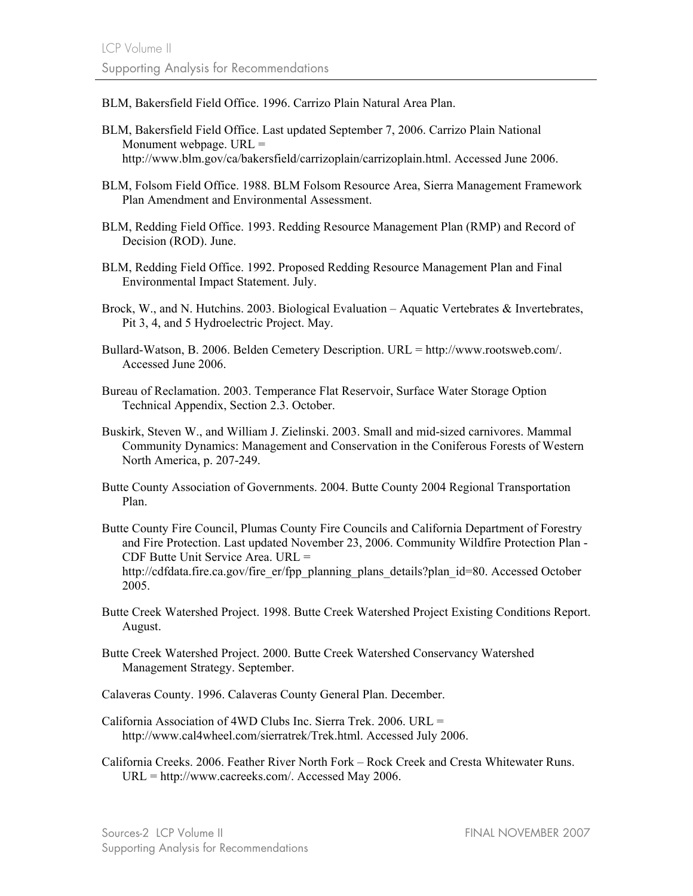BLM, Bakersfield Field Office. 1996. Carrizo Plain Natural Area Plan.

BLM, Bakersfield Field Office. Last updated September 7, 2006. Carrizo Plain National Monument webpage. URL = http://www.blm.gov/ca/bakersfield/carrizoplain/carrizoplain.html. Accessed June 2006.

BLM, Folsom Field Office. 1988. BLM Folsom Resource Area, Sierra Management Framework Plan Amendment and Environmental Assessment.

BLM, Redding Field Office. 1993. Redding Resource Management Plan (RMP) and Record of Decision (ROD). June.

BLM, Redding Field Office. 1992. Proposed Redding Resource Management Plan and Final Environmental Impact Statement. July.

Brock, W., and N. Hutchins. 2003. Biological Evaluation – Aquatic Vertebrates & Invertebrates, Pit 3, 4, and 5 Hydroelectric Project. May.

Bullard-Watson, B. 2006. Belden Cemetery Description. URL = http://www.rootsweb.com/. Accessed June 2006.

Bureau of Reclamation. 2003. Temperance Flat Reservoir, Surface Water Storage Option Technical Appendix, Section 2.3. October.

Buskirk, Steven W., and William J. Zielinski. 2003. Small and mid-sized carnivores. Mammal Community Dynamics: Management and Conservation in the Coniferous Forests of Western North America, p. 207-249.

Butte County Association of Governments. 2004. Butte County 2004 Regional Transportation Plan.

Butte County Fire Council, Plumas County Fire Councils and California Department of Forestry and Fire Protection. Last updated November 23, 2006. Community Wildfire Protection Plan - CDF Butte Unit Service Area. URL = http://cdfdata.fire.ca.gov/fire_er/fpp_planning_plans_details?plan_id=80. Accessed October 2005.

Butte Creek Watershed Project. 1998. Butte Creek Watershed Project Existing Conditions Report. August.

Butte Creek Watershed Project. 2000. Butte Creek Watershed Conservancy Watershed Management Strategy. September.

Calaveras County. 1996. Calaveras County General Plan. December.

California Association of 4WD Clubs Inc. Sierra Trek. 2006. URL = http://www.cal4wheel.com/sierratrek/Trek.html. Accessed July 2006.

California Creeks. 2006. Feather River North Fork – Rock Creek and Cresta Whitewater Runs. URL = http://www.cacreeks.com/. Accessed May 2006.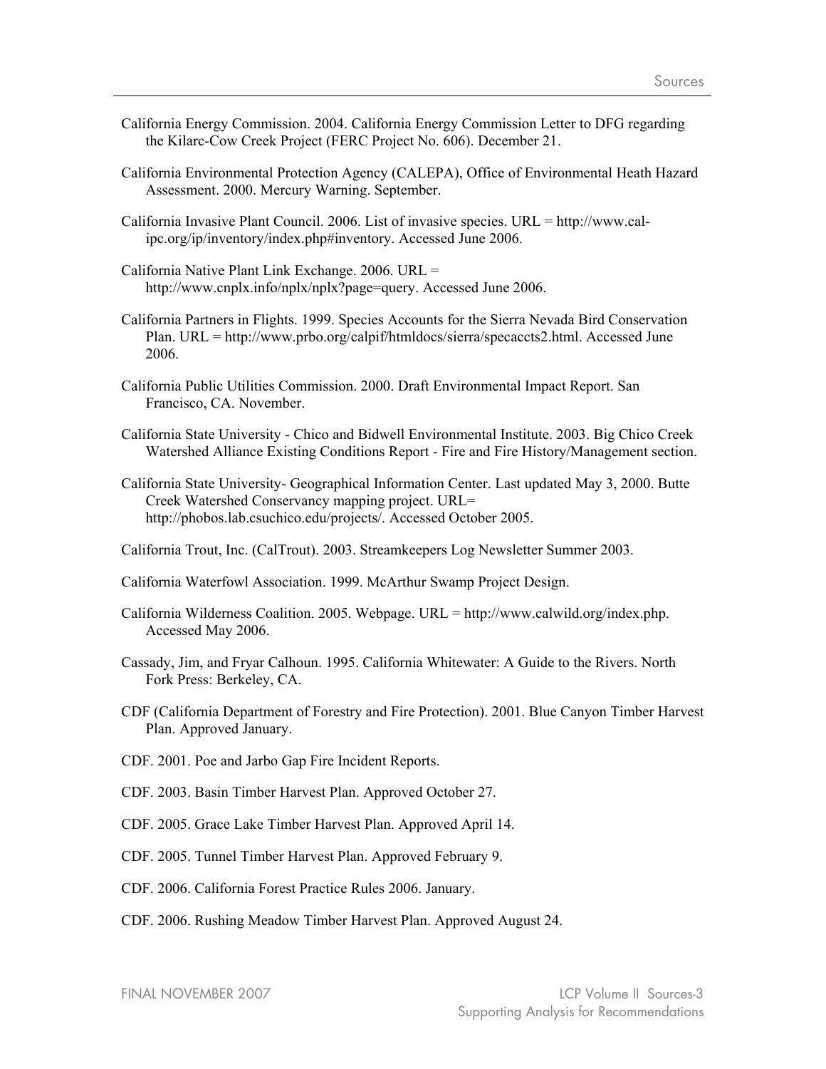California Energy Commission. 2004. California Energy Commission Letter to DFG regarding the Kilarc-Cow Creek Project (FERC Project No. 606). December 21.

California Environmental Protection Agency (CALEPA), Office of Environmental Heath Hazard Assessment. 2000. Mercury Warning. September.

California Invasive Plant Council. 2006. List of invasive species. URL = http://www.cal-ipc.org/ip/inventory/index.php#inventory. Accessed June 2006.

California Native Plant Link Exchange. 2006. URL = http://www.cnplx.info/nplx/nplx?page=query. Accessed June 2006.

California Partners in Flights. 1999. Species Accounts for the Sierra Nevada Bird Conservation Plan. URL = http://www.prbo.org/calpif/htmldocs/sierra/specaccts2.html. Accessed June 2006.

California Public Utilities Commission. 2000. Draft Environmental Impact Report. San Francisco, CA. November.

California State University - Chico and Bidwell Environmental Institute. 2003. Big Chico Creek Watershed Alliance Existing Conditions Report - Fire and Fire History/Management section.

California State University- Geographical Information Center. Last updated May 3, 2000. Butte Creek Watershed Conservancy mapping project. URL= http://phobos.lab.csuchico.edu/projects/. Accessed October 2005.

California Trout, Inc. (CalTrout). 2003. Streamkeepers Log Newsletter Summer 2003.

California Waterfowl Association. 1999. McArthur Swamp Project Design.

California Wilderness Coalition. 2005. Webpage. URL = http://www.calwild.org/index.php. Accessed May 2006.

Cassady, Jim, and Fryar Calhoun. 1995. California Whitewater: A Guide to the Rivers. North Fork Press: Berkeley, CA.

CDF (California Department of Forestry and Fire Protection). 2001. Blue Canyon Timber Harvest Plan. Approved January.

CDF. 2001. Poe and Jarbo Gap Fire Incident Reports.

CDF. 2003. Basin Timber Harvest Plan. Approved October 27.

CDF. 2005. Grace Lake Timber Harvest Plan. Approved April 14.

CDF. 2005. Tunnel Timber Harvest Plan. Approved February 9.

CDF. 2006. California Forest Practice Rules 2006. January.

CDF. 2006. Rushing Meadow Timber Harvest Plan. Approved August 24.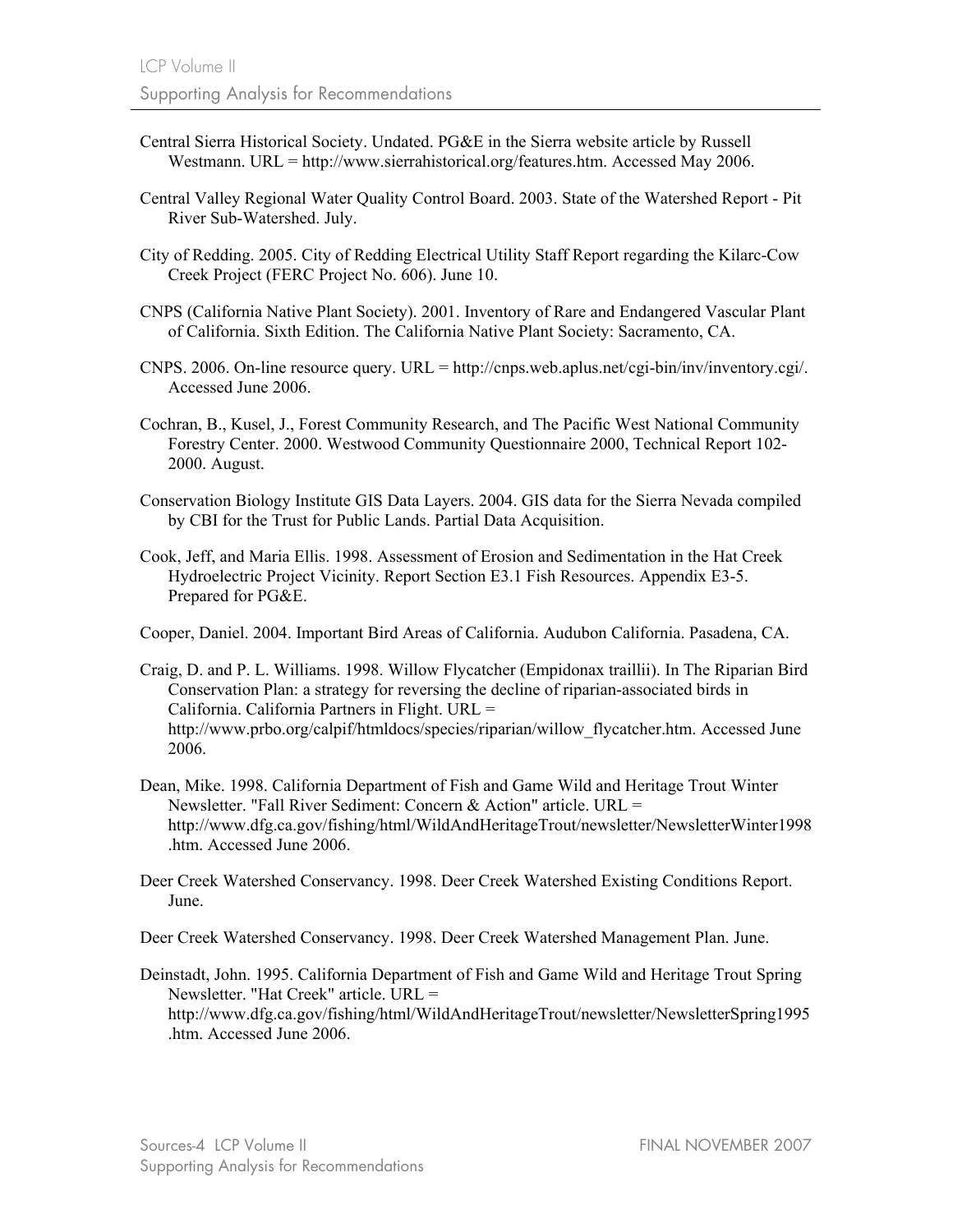Central Sierra Historical Society. Undated. PG&E in the Sierra website article by Russell Westmann. URL = http://www.sierrahistorical.org/features.htm. Accessed May 2006.

Central Valley Regional Water Quality Control Board. 2003. State of the Watershed Report - Pit River Sub-Watershed. July.

City of Redding. 2005. City of Redding Electrical Utility Staff Report regarding the Kilarc-Cow Creek Project (FERC Project No. 606). June 10.

CNPS (California Native Plant Society). 2001. Inventory of Rare and Endangered Vascular Plant of California. Sixth Edition. The California Native Plant Society: Sacramento, CA.

CNPS. 2006. On-line resource query. URL = http://cnps.web.aplus.net/cgi-bin/inv/inventory.cgi/. Accessed June 2006.

Cochran, B., Kusel, J., Forest Community Research, and The Pacific West National Community Forestry Center. 2000. Westwood Community Questionnaire 2000, Technical Report 102-2000. August.

Conservation Biology Institute GIS Data Layers. 2004. GIS data for the Sierra Nevada compiled by CBI for the Trust for Public Lands. Partial Data Acquisition.

Cook, Jeff, and Maria Ellis. 1998. Assessment of Erosion and Sedimentation in the Hat Creek Hydroelectric Project Vicinity. Report Section E3.1 Fish Resources. Appendix E3-5. Prepared for PG&E.

Cooper, Daniel. 2004. Important Bird Areas of California. Audubon California. Pasadena, CA.

Craig, D. and P. L. Williams. 1998. Willow Flycatcher (Empidonax traillii). In The Riparian Bird Conservation Plan: a strategy for reversing the decline of riparian-associated birds in California. California Partners in Flight. URL = http://www.prbo.org/calpif/htmldocs/species/riparian/willow_flycatcher.htm. Accessed June 2006.

Dean, Mike. 1998. California Department of Fish and Game Wild and Heritage Trout Winter Newsletter. "Fall River Sediment: Concern & Action" article. URL = http://www.dfg.ca.gov/fishing/html/WildAndHeritageTrout/newsletter/NewsletterWinter1998.htm. Accessed June 2006.

Deer Creek Watershed Conservancy. 1998. Deer Creek Watershed Existing Conditions Report. June.

Deer Creek Watershed Conservancy. 1998. Deer Creek Watershed Management Plan. June.

Deinstadt, John. 1995. California Department of Fish and Game Wild and Heritage Trout Spring Newsletter. "Hat Creek" article. URL = http://www.dfg.ca.gov/fishing/html/WildAndHeritageTrout/newsletter/NewsletterSpring1995.htm. Accessed June 2006.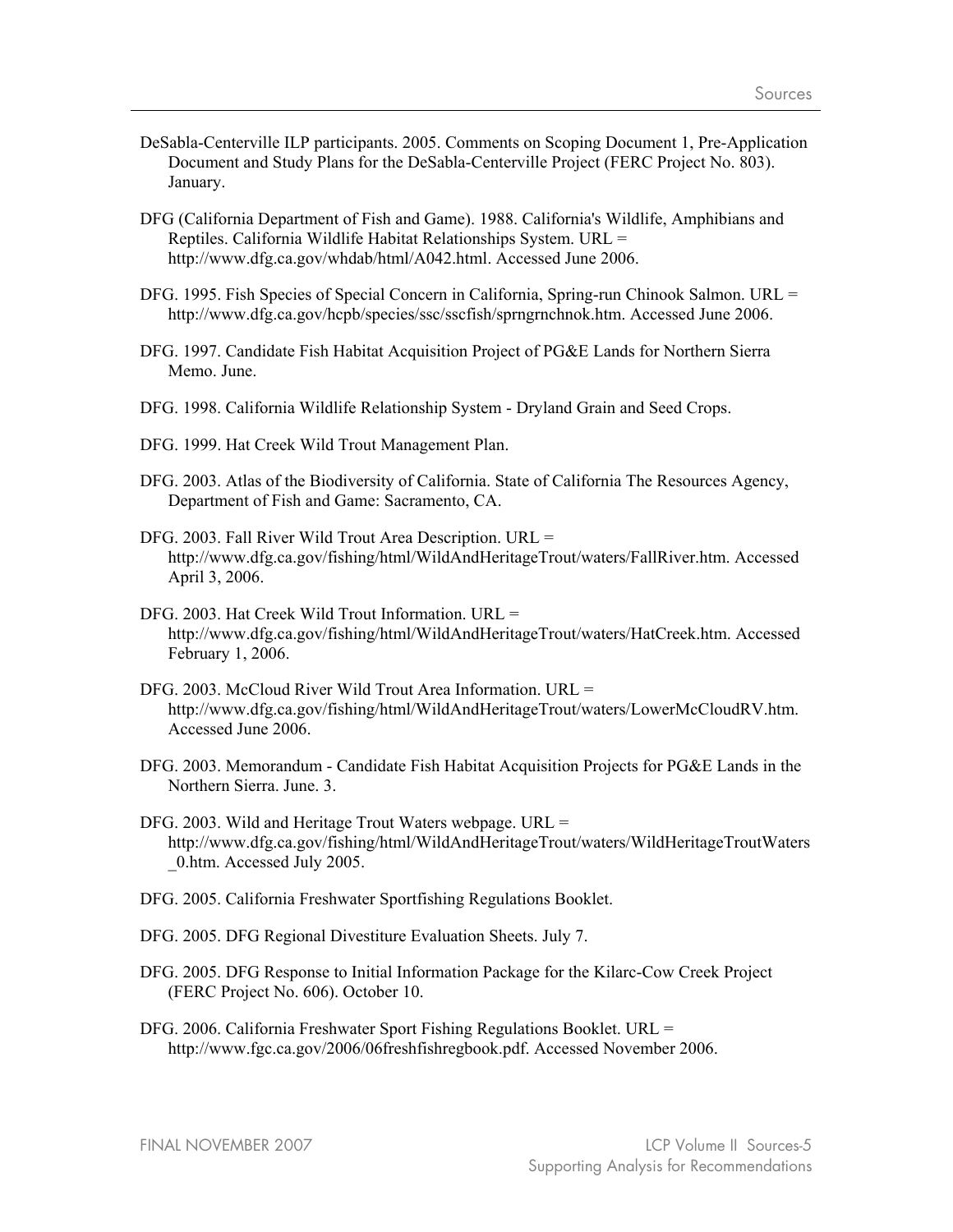DeSabla-Centerville ILP participants. 2005. Comments on Scoping Document 1, Pre-Application Document and Study Plans for the DeSabla-Centerville Project (FERC Project No. 803). January.

DFG (California Department of Fish and Game). 1988. California's Wildlife, Amphibians and Reptiles. California Wildlife Habitat Relationships System. URL = http://www.dfg.ca.gov/whdab/html/A042.html. Accessed June 2006.

DFG. 1995. Fish Species of Special Concern in California, Spring-run Chinook Salmon. URL = http://www.dfg.ca.gov/hcpb/species/ssc/sscfish/sprngrnchnok.htm. Accessed June 2006.

DFG. 1997. Candidate Fish Habitat Acquisition Project of PG&E Lands for Northern Sierra Memo. June.

DFG. 1998. California Wildlife Relationship System - Dryland Grain and Seed Crops.

DFG. 1999. Hat Creek Wild Trout Management Plan.

DFG. 2003. Atlas of the Biodiversity of California. State of California The Resources Agency, Department of Fish and Game: Sacramento, CA.

DFG. 2003. Fall River Wild Trout Area Description. URL = http://www.dfg.ca.gov/fishing/html/WildAndHeritageTrout/waters/FallRiver.htm. Accessed April 3, 2006.

DFG. 2003. Hat Creek Wild Trout Information. URL = http://www.dfg.ca.gov/fishing/html/WildAndHeritageTrout/waters/HatCreek.htm. Accessed February 1, 2006.

DFG. 2003. McCloud River Wild Trout Area Information. URL = http://www.dfg.ca.gov/fishing/html/WildAndHeritageTrout/waters/LowerMcCloudRV.htm. Accessed June 2006.

DFG. 2003. Memorandum - Candidate Fish Habitat Acquisition Projects for PG&E Lands in the Northern Sierra. June. 3.

DFG. 2003. Wild and Heritage Trout Waters webpage. URL = http://www.dfg.ca.gov/fishing/html/WildAndHeritageTrout/waters/WildHeritageTroutWaters_0.htm. Accessed July 2005.

DFG. 2005. California Freshwater Sportfishing Regulations Booklet.

DFG. 2005. DFG Regional Divestiture Evaluation Sheets. July 7.

DFG. 2005. DFG Response to Initial Information Package for the Kilarc-Cow Creek Project (FERC Project No. 606). October 10.

DFG. 2006. California Freshwater Sport Fishing Regulations Booklet. URL = http://www.fgc.ca.gov/2006/06freshfishregbook.pdf. Accessed November 2006.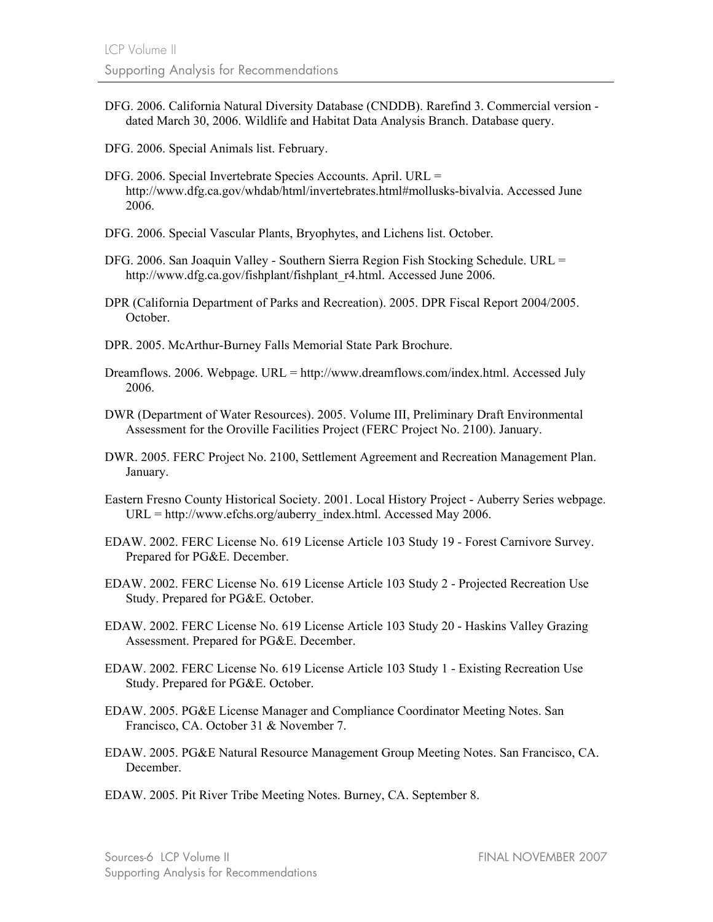DFG. 2006. California Natural Diversity Database (CNDDB). Rarefind 3. Commercial version - dated March 30, 2006. Wildlife and Habitat Data Analysis Branch. Database query.

DFG. 2006. Special Animals list. February.

DFG. 2006. Special Invertebrate Species Accounts. April. URL = http://www.dfg.ca.gov/whdab/html/invertebrates.html#mollusks-bivalvia. Accessed June 2006.

DFG. 2006. Special Vascular Plants, Bryophytes, and Lichens list. October.

DFG. 2006. San Joaquin Valley - Southern Sierra Region Fish Stocking Schedule. URL = http://www.dfg.ca.gov/fishplant/fishplant_r4.html. Accessed June 2006.

DPR (California Department of Parks and Recreation). 2005. DPR Fiscal Report 2004/2005. October.

DPR. 2005. McArthur-Burney Falls Memorial State Park Brochure.

Dreamflows. 2006. Webpage. URL = http://www.dreamflows.com/index.html. Accessed July 2006.

DWR (Department of Water Resources). 2005. Volume III, Preliminary Draft Environmental Assessment for the Oroville Facilities Project (FERC Project No. 2100). January.

DWR. 2005. FERC Project No. 2100, Settlement Agreement and Recreation Management Plan. January.

Eastern Fresno County Historical Society. 2001. Local History Project - Auberry Series webpage. URL = http://www.efchs.org/auberry_index.html. Accessed May 2006.

EDAW. 2002. FERC License No. 619 License Article 103 Study 19 - Forest Carnivore Survey. Prepared for PG&E. December.

EDAW. 2002. FERC License No. 619 License Article 103 Study 2 - Projected Recreation Use Study. Prepared for PG&E. October.

EDAW. 2002. FERC License No. 619 License Article 103 Study 20 - Haskins Valley Grazing Assessment. Prepared for PG&E. December.

EDAW. 2002. FERC License No. 619 License Article 103 Study 1 - Existing Recreation Use Study. Prepared for PG&E. October.

EDAW. 2005. PG&E License Manager and Compliance Coordinator Meeting Notes. San Francisco, CA. October 31 & November 7.

EDAW. 2005. PG&E Natural Resource Management Group Meeting Notes. San Francisco, CA. December.

EDAW. 2005. Pit River Tribe Meeting Notes. Burney, CA. September 8.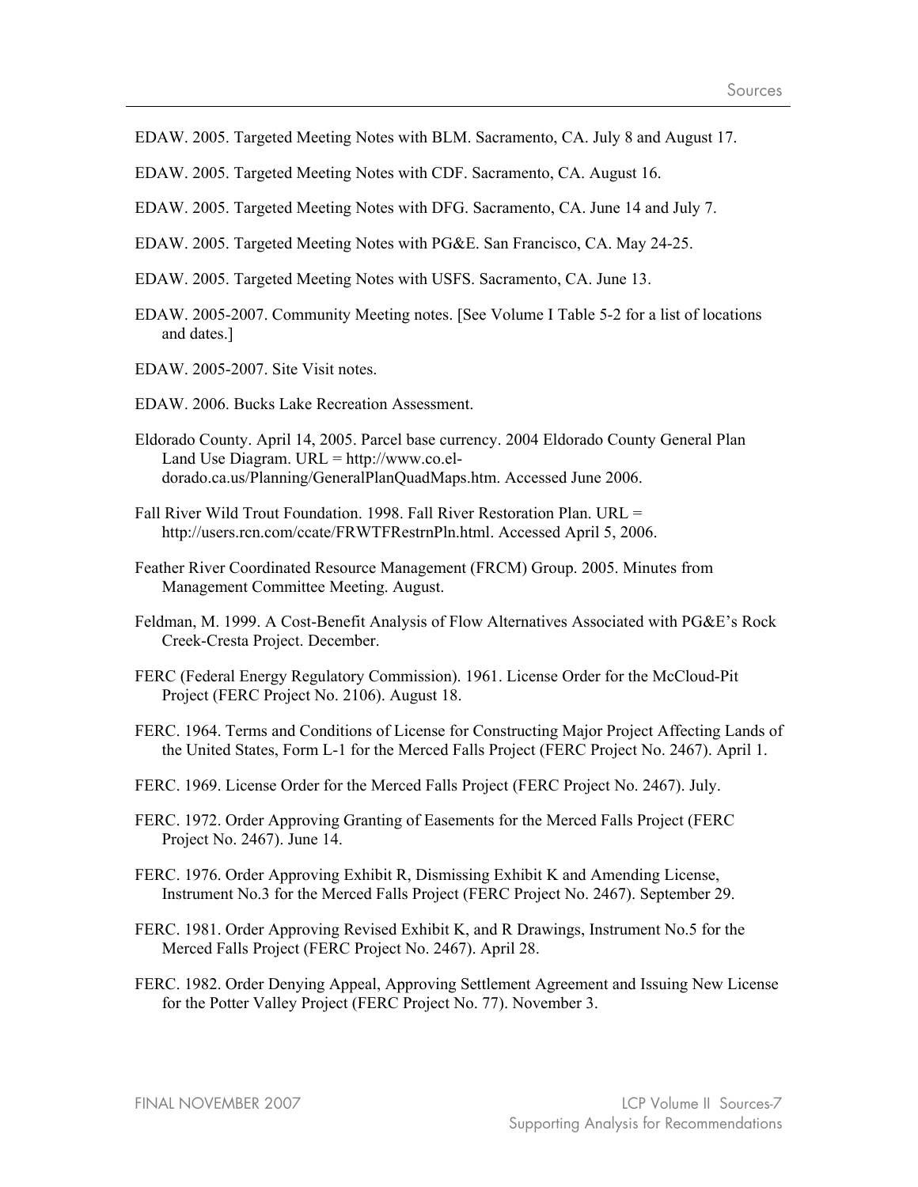EDAW. 2005. Targeted Meeting Notes with BLM. Sacramento, CA. July 8 and August 17.

EDAW. 2005. Targeted Meeting Notes with CDF. Sacramento, CA. August 16.

EDAW. 2005. Targeted Meeting Notes with DFG. Sacramento, CA. June 14 and July 7.

EDAW. 2005. Targeted Meeting Notes with PG&E. San Francisco, CA. May 24-25.

EDAW. 2005. Targeted Meeting Notes with USFS. Sacramento, CA. June 13.

EDAW. 2005-2007. Community Meeting notes. [See Volume I Table 5-2 for a list of locations and dates.]

EDAW. 2005-2007. Site Visit notes.

EDAW. 2006. Bucks Lake Recreation Assessment.

Eldorado County. April 14, 2005. Parcel base currency. 2004 Eldorado County General Plan Land Use Diagram. URL = http://www.co.el-dorado.ca.us/Planning/GeneralPlanQuadMaps.htm. Accessed June 2006.

Fall River Wild Trout Foundation. 1998. Fall River Restoration Plan. URL = http://users.rcn.com/ccate/FRWTFRestrnPln.html. Accessed April 5, 2006.

Feather River Coordinated Resource Management (FRCM) Group. 2005. Minutes from Management Committee Meeting. August.

Feldman, M. 1999. A Cost-Benefit Analysis of Flow Alternatives Associated with PG&E's Rock Creek-Cresta Project. December.

FERC (Federal Energy Regulatory Commission). 1961. License Order for the McCloud-Pit Project (FERC Project No. 2106). August 18.

FERC. 1964. Terms and Conditions of License for Constructing Major Project Affecting Lands of the United States, Form L-1 for the Merced Falls Project (FERC Project No. 2467). April 1.

FERC. 1969. License Order for the Merced Falls Project (FERC Project No. 2467). July.

FERC. 1972. Order Approving Granting of Easements for the Merced Falls Project (FERC Project No. 2467). June 14.

FERC. 1976. Order Approving Exhibit R, Dismissing Exhibit K and Amending License, Instrument No.3 for the Merced Falls Project (FERC Project No. 2467). September 29.

FERC. 1981. Order Approving Revised Exhibit K, and R Drawings, Instrument No.5 for the Merced Falls Project (FERC Project No. 2467). April 28.

FERC. 1982. Order Denying Appeal, Approving Settlement Agreement and Issuing New License for the Potter Valley Project (FERC Project No. 77). November 3.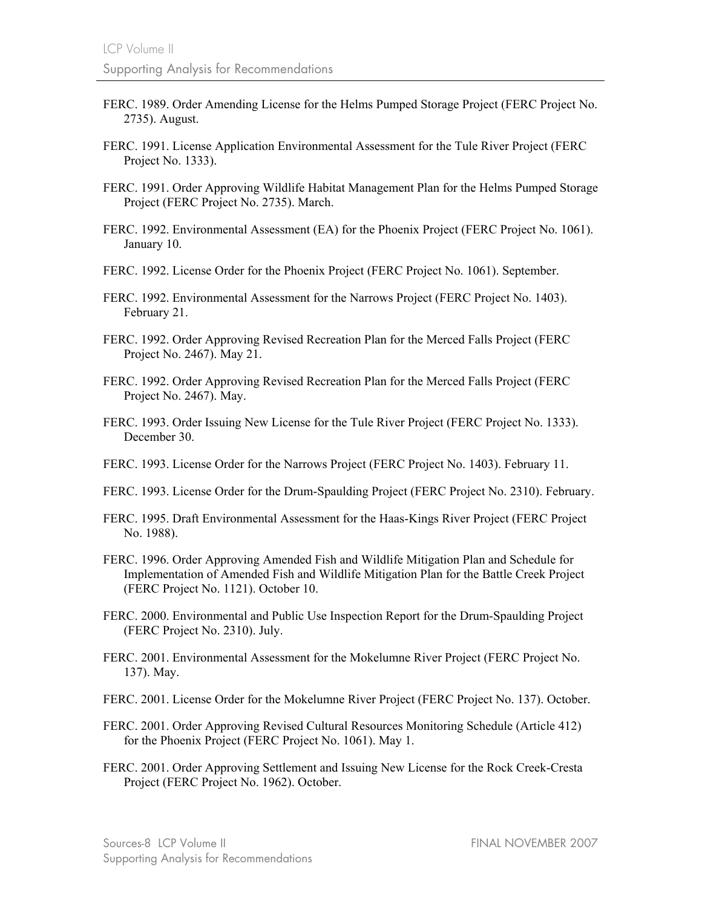FERC. 1989. Order Amending License for the Helms Pumped Storage Project (FERC Project No. 2735). August.

FERC. 1991. License Application Environmental Assessment for the Tule River Project (FERC Project No. 1333).

FERC. 1991. Order Approving Wildlife Habitat Management Plan for the Helms Pumped Storage Project (FERC Project No. 2735). March.

FERC. 1992. Environmental Assessment (EA) for the Phoenix Project (FERC Project No. 1061). January 10.

FERC. 1992. License Order for the Phoenix Project (FERC Project No. 1061). September.

FERC. 1992. Environmental Assessment for the Narrows Project (FERC Project No. 1403). February 21.

FERC. 1992. Order Approving Revised Recreation Plan for the Merced Falls Project (FERC Project No. 2467). May 21.

FERC. 1992. Order Approving Revised Recreation Plan for the Merced Falls Project (FERC Project No. 2467). May.

FERC. 1993. Order Issuing New License for the Tule River Project (FERC Project No. 1333). December 30.

FERC. 1993. License Order for the Narrows Project (FERC Project No. 1403). February 11.

FERC. 1993. License Order for the Drum-Spaulding Project (FERC Project No. 2310). February.

FERC. 1995. Draft Environmental Assessment for the Haas-Kings River Project (FERC Project No. 1988).

FERC. 1996. Order Approving Amended Fish and Wildlife Mitigation Plan and Schedule for Implementation of Amended Fish and Wildlife Mitigation Plan for the Battle Creek Project (FERC Project No. 1121). October 10.

FERC. 2000. Environmental and Public Use Inspection Report for the Drum-Spaulding Project (FERC Project No. 2310). July.

FERC. 2001. Environmental Assessment for the Mokelumne River Project (FERC Project No. 137). May.

FERC. 2001. License Order for the Mokelumne River Project (FERC Project No. 137). October.

FERC. 2001. Order Approving Revised Cultural Resources Monitoring Schedule (Article 412) for the Phoenix Project (FERC Project No. 1061). May 1.

FERC. 2001. Order Approving Settlement and Issuing New License for the Rock Creek-Cresta Project (FERC Project No. 1962). October.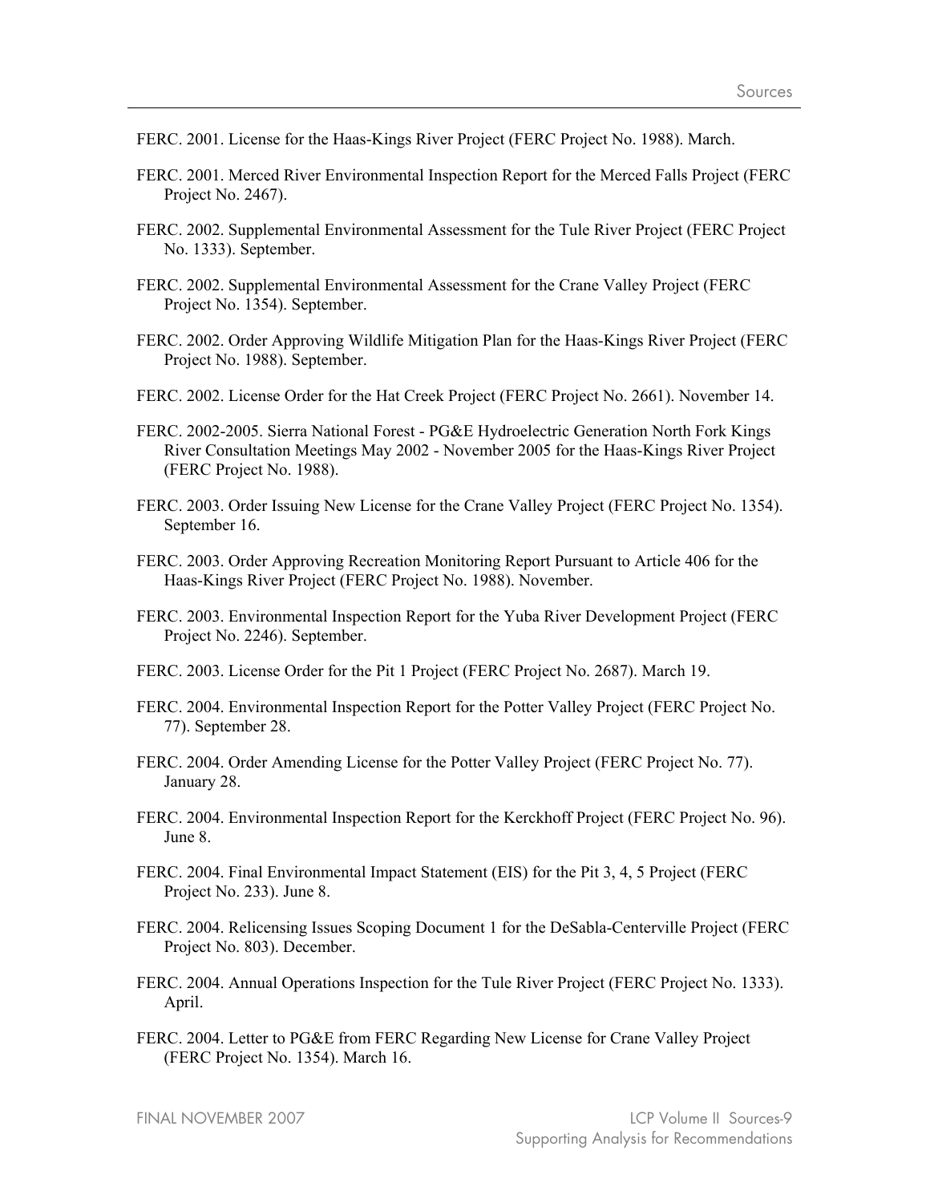FERC. 2001. License for the Haas-Kings River Project (FERC Project No. 1988). March.

FERC. 2001. Merced River Environmental Inspection Report for the Merced Falls Project (FERC Project No. 2467).

FERC. 2002. Supplemental Environmental Assessment for the Tule River Project (FERC Project No. 1333). September.

FERC. 2002. Supplemental Environmental Assessment for the Crane Valley Project (FERC Project No. 1354). September.

FERC. 2002. Order Approving Wildlife Mitigation Plan for the Haas-Kings River Project (FERC Project No. 1988). September.

FERC. 2002. License Order for the Hat Creek Project (FERC Project No. 2661). November 14.

FERC. 2002-2005. Sierra National Forest - PG&E Hydroelectric Generation North Fork Kings River Consultation Meetings May 2002 - November 2005 for the Haas-Kings River Project (FERC Project No. 1988).

FERC. 2003. Order Issuing New License for the Crane Valley Project (FERC Project No. 1354). September 16.

FERC. 2003. Order Approving Recreation Monitoring Report Pursuant to Article 406 for the Haas-Kings River Project (FERC Project No. 1988). November.

FERC. 2003. Environmental Inspection Report for the Yuba River Development Project (FERC Project No. 2246). September.

FERC. 2003. License Order for the Pit 1 Project (FERC Project No. 2687). March 19.

FERC. 2004. Environmental Inspection Report for the Potter Valley Project (FERC Project No. 77). September 28.

FERC. 2004. Order Amending License for the Potter Valley Project (FERC Project No. 77). January 28.

FERC. 2004. Environmental Inspection Report for the Kerckhoff Project (FERC Project No. 96). June 8.

FERC. 2004. Final Environmental Impact Statement (EIS) for the Pit 3, 4, 5 Project (FERC Project No. 233). June 8.

FERC. 2004. Relicensing Issues Scoping Document 1 for the DeSabla-Centerville Project (FERC Project No. 803). December.

FERC. 2004. Annual Operations Inspection for the Tule River Project (FERC Project No. 1333). April.

FERC. 2004. Letter to PG&E from FERC Regarding New License for Crane Valley Project (FERC Project No. 1354). March 16.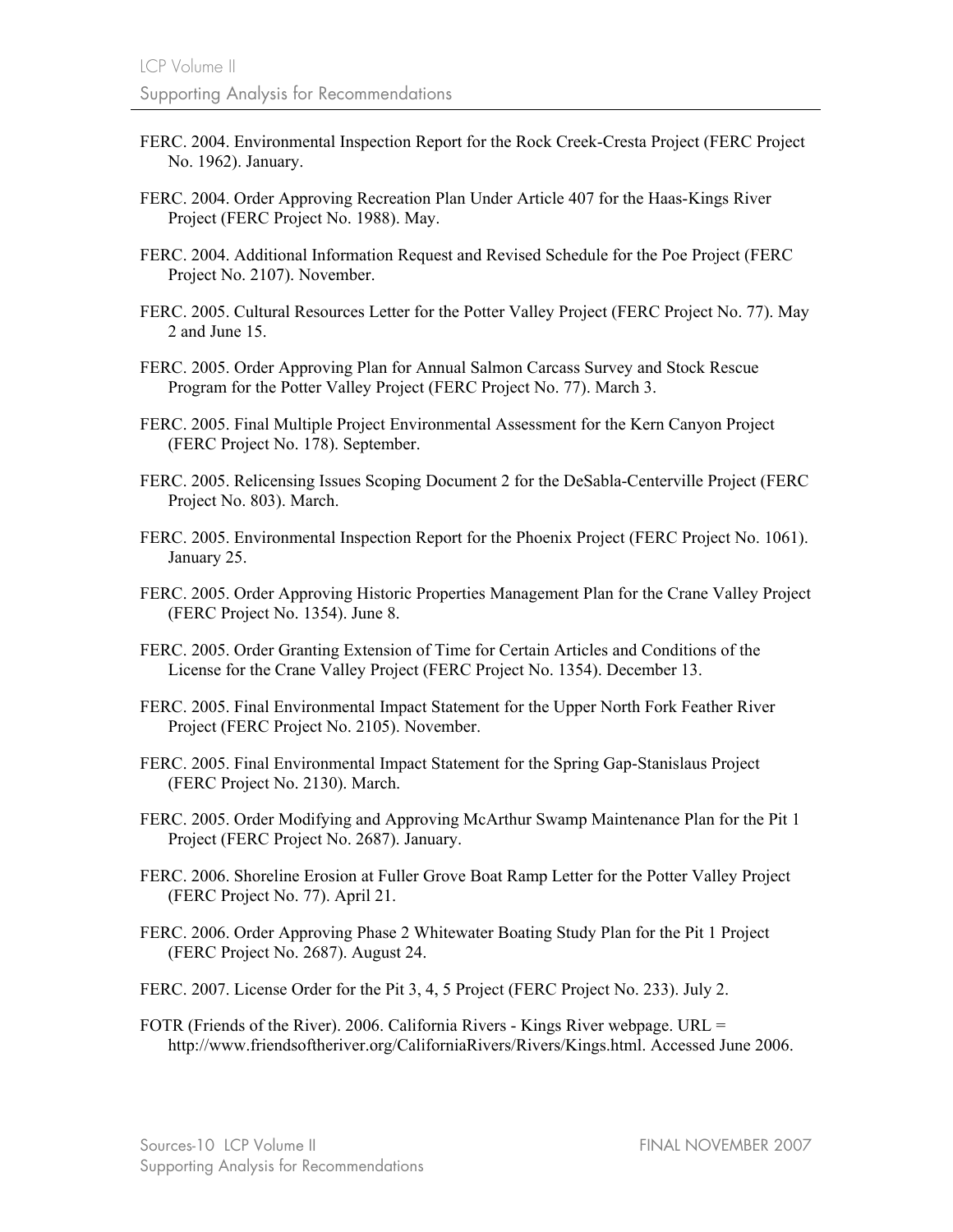FERC. 2004. Environmental Inspection Report for the Rock Creek-Cresta Project (FERC Project No. 1962). January.

FERC. 2004. Order Approving Recreation Plan Under Article 407 for the Haas-Kings River Project (FERC Project No. 1988). May.

FERC. 2004. Additional Information Request and Revised Schedule for the Poe Project (FERC Project No. 2107). November.

FERC. 2005. Cultural Resources Letter for the Potter Valley Project (FERC Project No. 77). May 2 and June 15.

FERC. 2005. Order Approving Plan for Annual Salmon Carcass Survey and Stock Rescue Program for the Potter Valley Project (FERC Project No. 77). March 3.

FERC. 2005. Final Multiple Project Environmental Assessment for the Kern Canyon Project (FERC Project No. 178). September.

FERC. 2005. Relicensing Issues Scoping Document 2 for the DeSabla-Centerville Project (FERC Project No. 803). March.

FERC. 2005. Environmental Inspection Report for the Phoenix Project (FERC Project No. 1061). January 25.

FERC. 2005. Order Approving Historic Properties Management Plan for the Crane Valley Project (FERC Project No. 1354). June 8.

FERC. 2005. Order Granting Extension of Time for Certain Articles and Conditions of the License for the Crane Valley Project (FERC Project No. 1354). December 13.

FERC. 2005. Final Environmental Impact Statement for the Upper North Fork Feather River Project (FERC Project No. 2105). November.

FERC. 2005. Final Environmental Impact Statement for the Spring Gap-Stanislaus Project (FERC Project No. 2130). March.

FERC. 2005. Order Modifying and Approving McArthur Swamp Maintenance Plan for the Pit 1 Project (FERC Project No. 2687). January.

FERC. 2006. Shoreline Erosion at Fuller Grove Boat Ramp Letter for the Potter Valley Project (FERC Project No. 77). April 21.

FERC. 2006. Order Approving Phase 2 Whitewater Boating Study Plan for the Pit 1 Project (FERC Project No. 2687). August 24.

FERC. 2007. License Order for the Pit 3, 4, 5 Project (FERC Project No. 233). July 2.

FOTR (Friends of the River). 2006. California Rivers - Kings River webpage. URL = http://www.friendsoftheriver.org/CaliforniaRivers/Rivers/Kings.html. Accessed June 2006.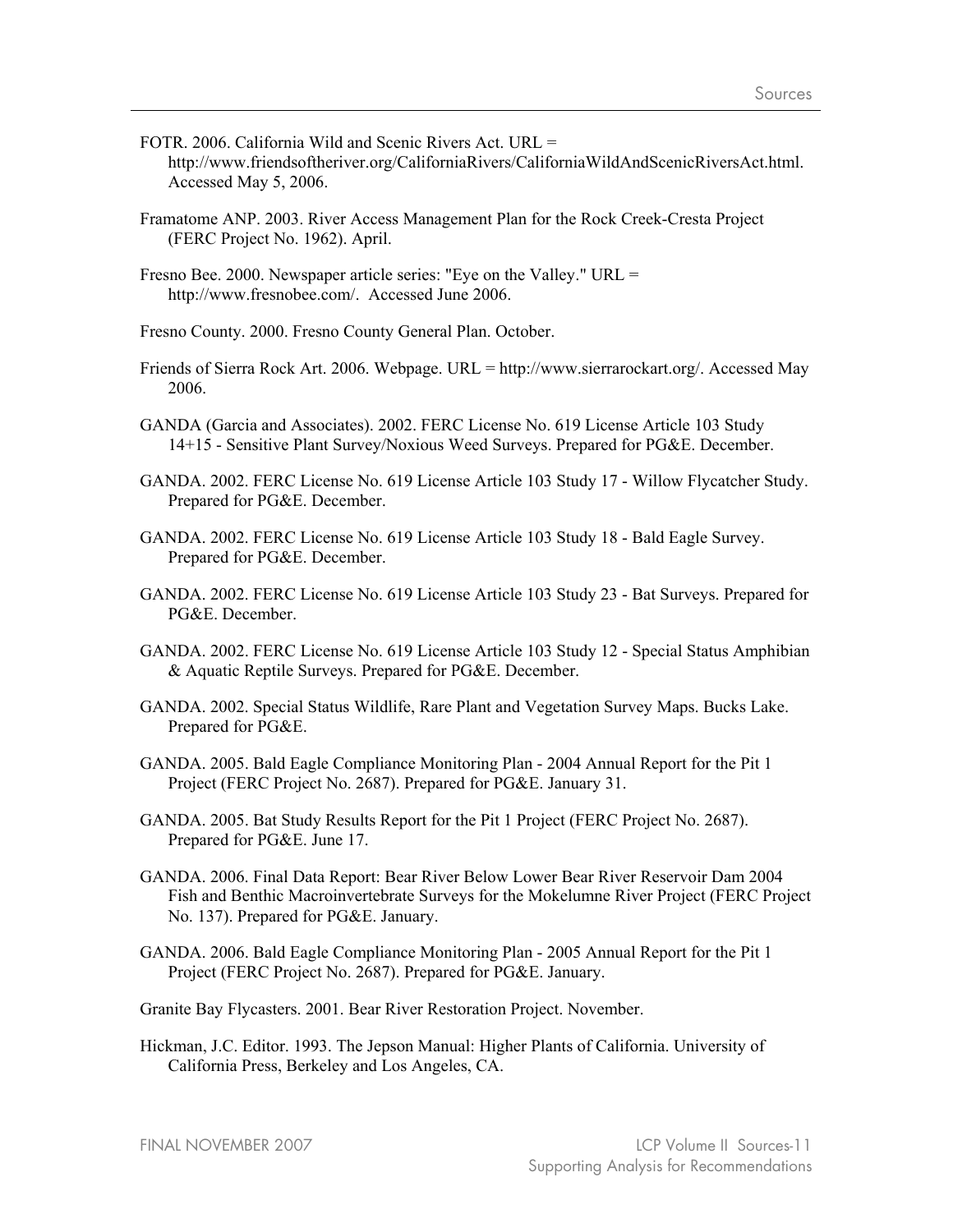FOTR. 2006. California Wild and Scenic Rivers Act. URL = http://www.friendsoftheriver.org/CaliforniaRivers/CaliforniaWildAndScenicRiversAct.html. Accessed May 5, 2006.

Framatome ANP. 2003. River Access Management Plan for the Rock Creek-Cresta Project (FERC Project No. 1962). April.

Fresno Bee. 2000. Newspaper article series: "Eye on the Valley." URL = http://www.fresnobee.com/. Accessed June 2006.

Fresno County. 2000. Fresno County General Plan. October.

Friends of Sierra Rock Art. 2006. Webpage. URL = http://www.sierrarockart.org/. Accessed May 2006.

GANDA (Garcia and Associates). 2002. FERC License No. 619 License Article 103 Study 14+15 - Sensitive Plant Survey/Noxious Weed Surveys. Prepared for PG&E. December.

GANDA. 2002. FERC License No. 619 License Article 103 Study 17 - Willow Flycatcher Study. Prepared for PG&E. December.

GANDA. 2002. FERC License No. 619 License Article 103 Study 18 - Bald Eagle Survey. Prepared for PG&E. December.

GANDA. 2002. FERC License No. 619 License Article 103 Study 23 - Bat Surveys. Prepared for PG&E. December.

GANDA. 2002. FERC License No. 619 License Article 103 Study 12 - Special Status Amphibian & Aquatic Reptile Surveys. Prepared for PG&E. December.

GANDA. 2002. Special Status Wildlife, Rare Plant and Vegetation Survey Maps. Bucks Lake. Prepared for PG&E.

GANDA. 2005. Bald Eagle Compliance Monitoring Plan - 2004 Annual Report for the Pit 1 Project (FERC Project No. 2687). Prepared for PG&E. January 31.

GANDA. 2005. Bat Study Results Report for the Pit 1 Project (FERC Project No. 2687). Prepared for PG&E. June 17.

GANDA. 2006. Final Data Report: Bear River Below Lower Bear River Reservoir Dam 2004 Fish and Benthic Macroinvertebrate Surveys for the Mokelumne River Project (FERC Project No. 137). Prepared for PG&E. January.

GANDA. 2006. Bald Eagle Compliance Monitoring Plan - 2005 Annual Report for the Pit 1 Project (FERC Project No. 2687). Prepared for PG&E. January.

Granite Bay Flycasters. 2001. Bear River Restoration Project. November.

Hickman, J.C. Editor. 1993. The Jepson Manual: Higher Plants of California. University of California Press, Berkeley and Los Angeles, CA.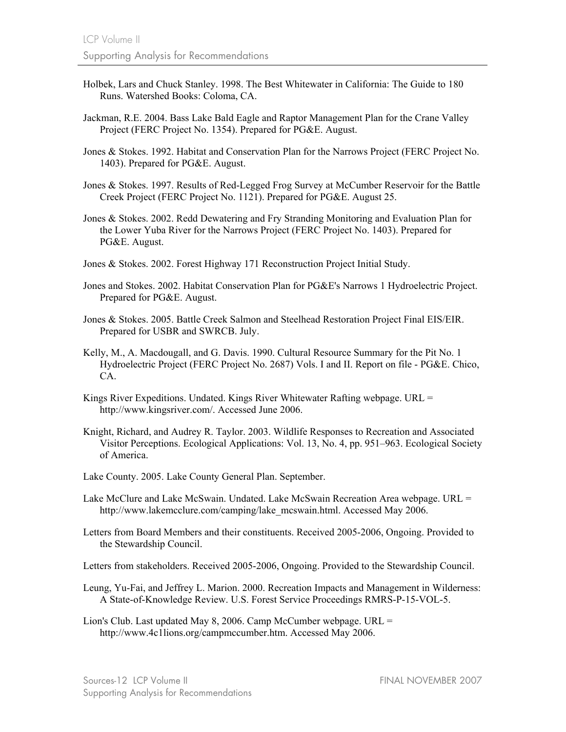Holbek, Lars and Chuck Stanley. 1998. The Best Whitewater in California: The Guide to 180 Runs. Watershed Books: Coloma, CA.

Jackman, R.E. 2004. Bass Lake Bald Eagle and Raptor Management Plan for the Crane Valley Project (FERC Project No. 1354). Prepared for PG&E. August.

Jones & Stokes. 1992. Habitat and Conservation Plan for the Narrows Project (FERC Project No. 1403). Prepared for PG&E. August.

Jones & Stokes. 1997. Results of Red-Legged Frog Survey at McCumber Reservoir for the Battle Creek Project (FERC Project No. 1121). Prepared for PG&E. August 25.

Jones & Stokes. 2002. Redd Dewatering and Fry Stranding Monitoring and Evaluation Plan for the Lower Yuba River for the Narrows Project (FERC Project No. 1403). Prepared for PG&E. August.

Jones & Stokes. 2002. Forest Highway 171 Reconstruction Project Initial Study.

Jones and Stokes. 2002. Habitat Conservation Plan for PG&E's Narrows 1 Hydroelectric Project. Prepared for PG&E. August.

Jones & Stokes. 2005. Battle Creek Salmon and Steelhead Restoration Project Final EIS/EIR. Prepared for USBR and SWRCB. July.

Kelly, M., A. Macdougall, and G. Davis. 1990. Cultural Resource Summary for the Pit No. 1 Hydroelectric Project (FERC Project No. 2687) Vols. I and II. Report on file - PG&E. Chico, CA.

Kings River Expeditions. Undated. Kings River Whitewater Rafting webpage. URL = http://www.kingsriver.com/. Accessed June 2006.

Knight, Richard, and Audrey R. Taylor. 2003. Wildlife Responses to Recreation and Associated Visitor Perceptions. Ecological Applications: Vol. 13, No. 4, pp. 951–963. Ecological Society of America.

Lake County. 2005. Lake County General Plan. September.

Lake McClure and Lake McSwain. Undated. Lake McSwain Recreation Area webpage. URL = http://www.lakemcclure.com/camping/lake_mcswain.html. Accessed May 2006.

Letters from Board Members and their constituents. Received 2005-2006, Ongoing. Provided to the Stewardship Council.

Letters from stakeholders. Received 2005-2006, Ongoing. Provided to the Stewardship Council.

Leung, Yu-Fai, and Jeffrey L. Marion. 2000. Recreation Impacts and Management in Wilderness: A State-of-Knowledge Review. U.S. Forest Service Proceedings RMRS-P-15-VOL-5.

Lion's Club. Last updated May 8, 2006. Camp McCumber webpage. URL = http://www.4c1lions.org/campmccumber.htm. Accessed May 2006.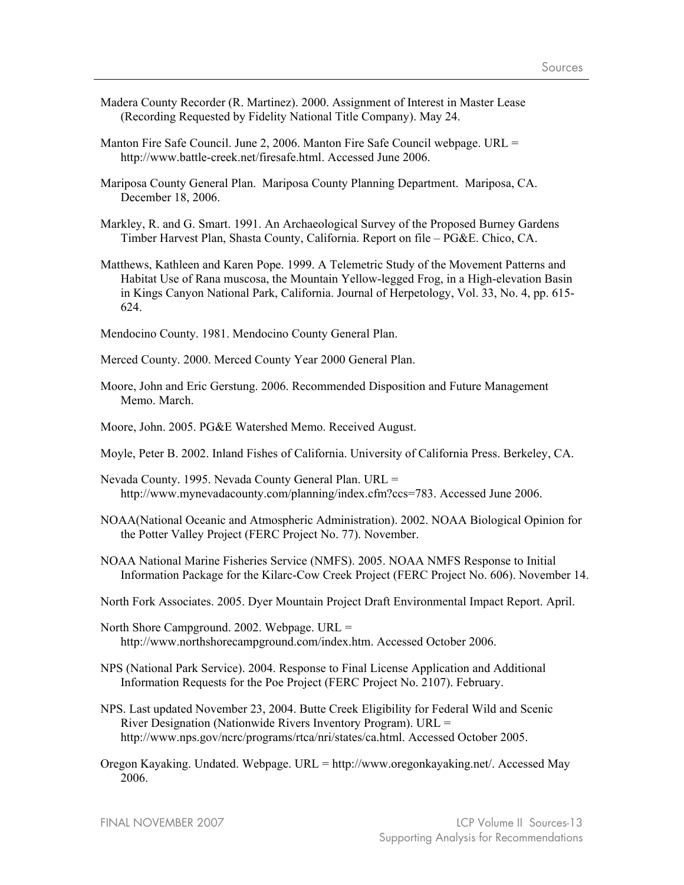Madera County Recorder (R. Martinez). 2000. Assignment of Interest in Master Lease (Recording Requested by Fidelity National Title Company). May 24.

Manton Fire Safe Council. June 2, 2006. Manton Fire Safe Council webpage. URL = http://www.battle-creek.net/firesafe.html. Accessed June 2006.

Mariposa County General Plan. Mariposa County Planning Department. Mariposa, CA. December 18, 2006.

Markley, R. and G. Smart. 1991. An Archaeological Survey of the Proposed Burney Gardens Timber Harvest Plan, Shasta County, California. Report on file – PG&E. Chico, CA.

Matthews, Kathleen and Karen Pope. 1999. A Telemetric Study of the Movement Patterns and Habitat Use of Rana muscosa, the Mountain Yellow-legged Frog, in a High-elevation Basin in Kings Canyon National Park, California. Journal of Herpetology, Vol. 33, No. 4, pp. 615-624.

Mendocino County. 1981. Mendocino County General Plan.

Merced County. 2000. Merced County Year 2000 General Plan.

Moore, John and Eric Gerstung. 2006. Recommended Disposition and Future Management Memo. March.

Moore, John. 2005. PG&E Watershed Memo. Received August.

Moyle, Peter B. 2002. Inland Fishes of California. University of California Press. Berkeley, CA.

Nevada County. 1995. Nevada County General Plan. URL = http://www.mynevadacounty.com/planning/index.cfm?ccs=783. Accessed June 2006.

NOAA(National Oceanic and Atmospheric Administration). 2002. NOAA Biological Opinion for the Potter Valley Project (FERC Project No. 77). November.

NOAA National Marine Fisheries Service (NMFS). 2005. NOAA NMFS Response to Initial Information Package for the Kilarc-Cow Creek Project (FERC Project No. 606). November 14.

North Fork Associates. 2005. Dyer Mountain Project Draft Environmental Impact Report. April.

North Shore Campground. 2002. Webpage. URL = http://www.northshorecampground.com/index.htm. Accessed October 2006.

NPS (National Park Service). 2004. Response to Final License Application and Additional Information Requests for the Poe Project (FERC Project No. 2107). February.

NPS. Last updated November 23, 2004. Butte Creek Eligibility for Federal Wild and Scenic River Designation (Nationwide Rivers Inventory Program). URL = http://www.nps.gov/ncrc/programs/rtca/nri/states/ca.html. Accessed October 2005.

Oregon Kayaking. Undated. Webpage. URL = http://www.oregonkayaking.net/. Accessed May 2006.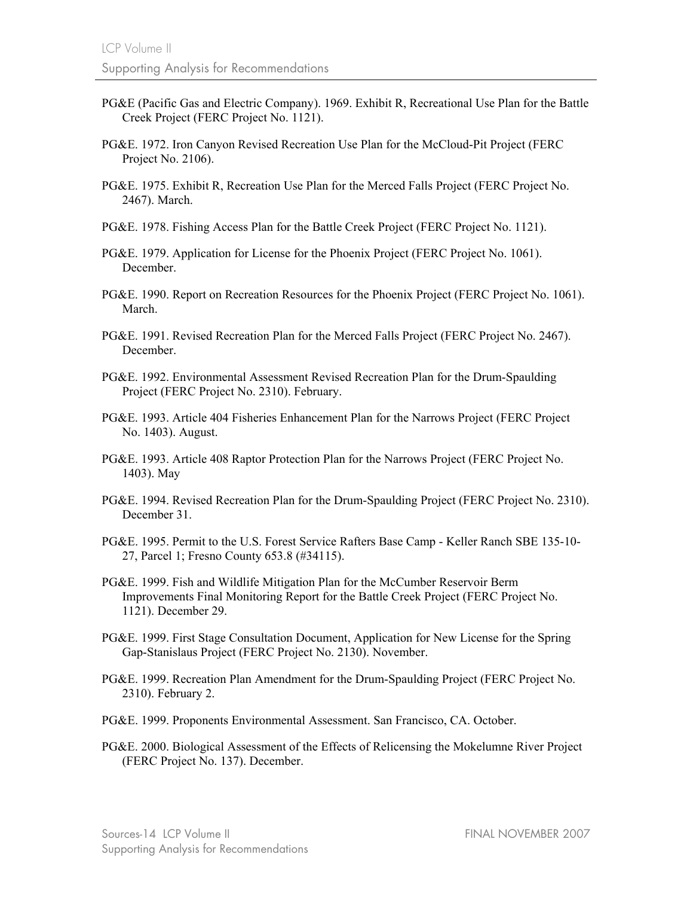PG&E (Pacific Gas and Electric Company). 1969. Exhibit R, Recreational Use Plan for the Battle Creek Project (FERC Project No. 1121).

PG&E. 1972. Iron Canyon Revised Recreation Use Plan for the McCloud-Pit Project (FERC Project No. 2106).

PG&E. 1975. Exhibit R, Recreation Use Plan for the Merced Falls Project (FERC Project No. 2467). March.

PG&E. 1978. Fishing Access Plan for the Battle Creek Project (FERC Project No. 1121).

PG&E. 1979. Application for License for the Phoenix Project (FERC Project No. 1061). December.

PG&E. 1990. Report on Recreation Resources for the Phoenix Project (FERC Project No. 1061). March.

PG&E. 1991. Revised Recreation Plan for the Merced Falls Project (FERC Project No. 2467). December.

PG&E. 1992. Environmental Assessment Revised Recreation Plan for the Drum-Spaulding Project (FERC Project No. 2310). February.

PG&E. 1993. Article 404 Fisheries Enhancement Plan for the Narrows Project (FERC Project No. 1403). August.

PG&E. 1993. Article 408 Raptor Protection Plan for the Narrows Project (FERC Project No. 1403). May

PG&E. 1994. Revised Recreation Plan for the Drum-Spaulding Project (FERC Project No. 2310). December 31.

PG&E. 1995. Permit to the U.S. Forest Service Rafters Base Camp - Keller Ranch SBE 135-10-27, Parcel 1; Fresno County 653.8 (#34115).

PG&E. 1999. Fish and Wildlife Mitigation Plan for the McCumber Reservoir Berm Improvements Final Monitoring Report for the Battle Creek Project (FERC Project No. 1121). December 29.

PG&E. 1999. First Stage Consultation Document, Application for New License for the Spring Gap-Stanislaus Project (FERC Project No. 2130). November.

PG&E. 1999. Recreation Plan Amendment for the Drum-Spaulding Project (FERC Project No. 2310). February 2.

PG&E. 1999. Proponents Environmental Assessment. San Francisco, CA. October.

PG&E. 2000. Biological Assessment of the Effects of Relicensing the Mokelumne River Project (FERC Project No. 137). December.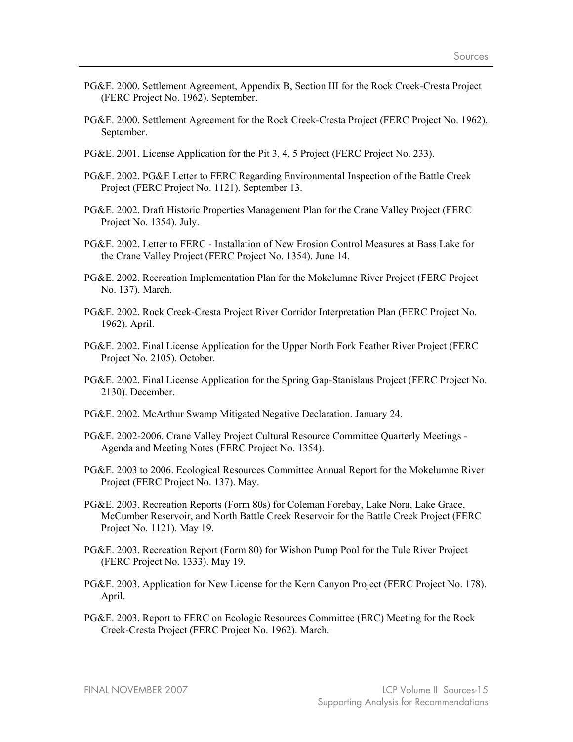PG&E. 2000. Settlement Agreement, Appendix B, Section III for the Rock Creek-Cresta Project (FERC Project No. 1962). September.

PG&E. 2000. Settlement Agreement for the Rock Creek-Cresta Project (FERC Project No. 1962). September.

PG&E. 2001. License Application for the Pit 3, 4, 5 Project (FERC Project No. 233).

PG&E. 2002. PG&E Letter to FERC Regarding Environmental Inspection of the Battle Creek Project (FERC Project No. 1121). September 13.

PG&E. 2002. Draft Historic Properties Management Plan for the Crane Valley Project (FERC Project No. 1354). July.

PG&E. 2002. Letter to FERC - Installation of New Erosion Control Measures at Bass Lake for the Crane Valley Project (FERC Project No. 1354). June 14.

PG&E. 2002. Recreation Implementation Plan for the Mokelumne River Project (FERC Project No. 137). March.

PG&E. 2002. Rock Creek-Cresta Project River Corridor Interpretation Plan (FERC Project No. 1962). April.

PG&E. 2002. Final License Application for the Upper North Fork Feather River Project (FERC Project No. 2105). October.

PG&E. 2002. Final License Application for the Spring Gap-Stanislaus Project (FERC Project No. 2130). December.

PG&E. 2002. McArthur Swamp Mitigated Negative Declaration. January 24.

PG&E. 2002-2006. Crane Valley Project Cultural Resource Committee Quarterly Meetings - Agenda and Meeting Notes (FERC Project No. 1354).

PG&E. 2003 to 2006. Ecological Resources Committee Annual Report for the Mokelumne River Project (FERC Project No. 137). May.

PG&E. 2003. Recreation Reports (Form 80s) for Coleman Forebay, Lake Nora, Lake Grace, McCumber Reservoir, and North Battle Creek Reservoir for the Battle Creek Project (FERC Project No. 1121). May 19.

PG&E. 2003. Recreation Report (Form 80) for Wishon Pump Pool for the Tule River Project (FERC Project No. 1333). May 19.

PG&E. 2003. Application for New License for the Kern Canyon Project (FERC Project No. 178). April.

PG&E. 2003. Report to FERC on Ecologic Resources Committee (ERC) Meeting for the Rock Creek-Cresta Project (FERC Project No. 1962). March.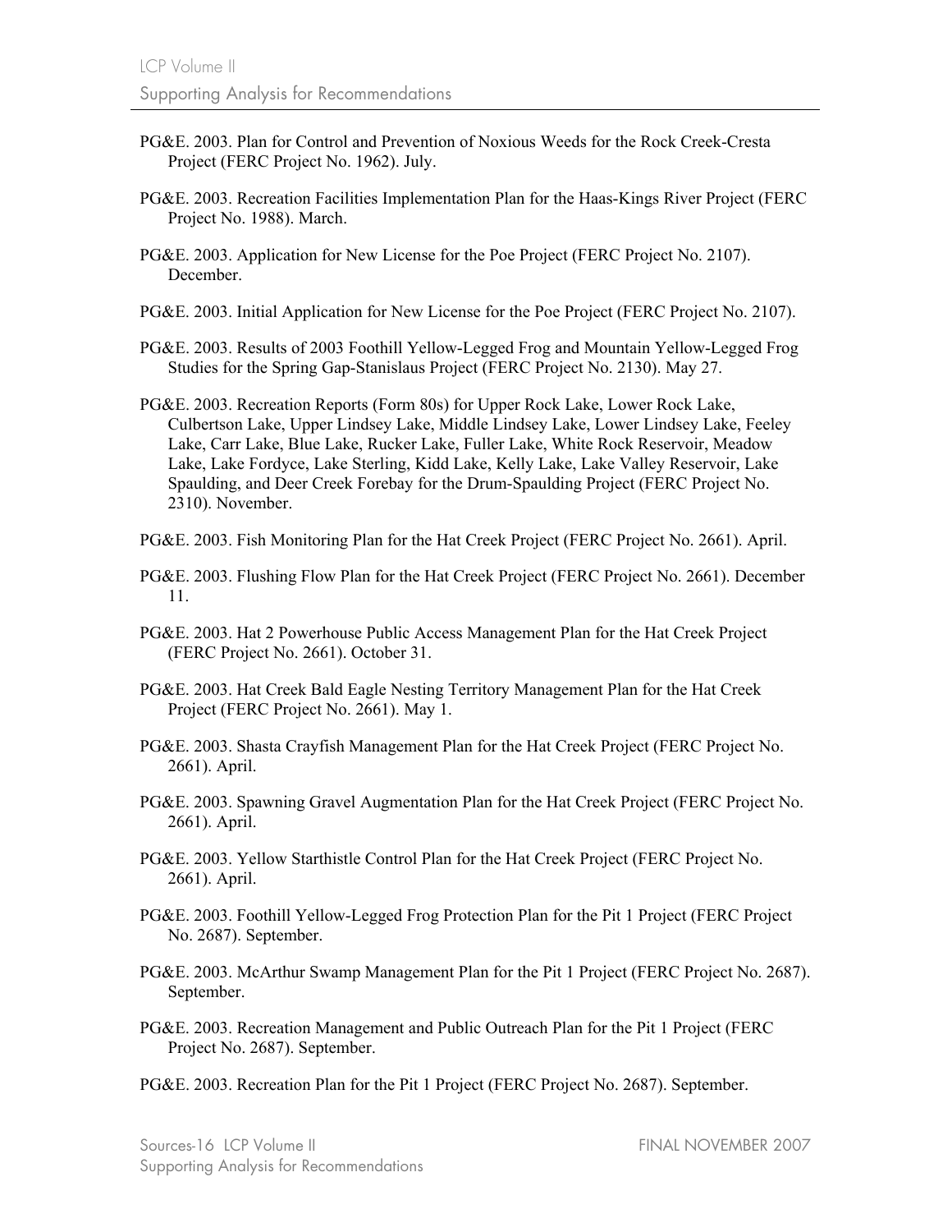PG&E. 2003. Plan for Control and Prevention of Noxious Weeds for the Rock Creek-Cresta Project (FERC Project No. 1962). July.

PG&E. 2003. Recreation Facilities Implementation Plan for the Haas-Kings River Project (FERC Project No. 1988). March.

PG&E. 2003. Application for New License for the Poe Project (FERC Project No. 2107). December.

PG&E. 2003. Initial Application for New License for the Poe Project (FERC Project No. 2107).

PG&E. 2003. Results of 2003 Foothill Yellow-Legged Frog and Mountain Yellow-Legged Frog Studies for the Spring Gap-Stanislaus Project (FERC Project No. 2130). May 27.

PG&E. 2003. Recreation Reports (Form 80s) for Upper Rock Lake, Lower Rock Lake, Culbertson Lake, Upper Lindsey Lake, Middle Lindsey Lake, Lower Lindsey Lake, Feeley Lake, Carr Lake, Blue Lake, Rucker Lake, Fuller Lake, White Rock Reservoir, Meadow Lake, Lake Fordyce, Lake Sterling, Kidd Lake, Kelly Lake, Lake Valley Reservoir, Lake Spaulding, and Deer Creek Forebay for the Drum-Spaulding Project (FERC Project No. 2310). November.

PG&E. 2003. Fish Monitoring Plan for the Hat Creek Project (FERC Project No. 2661). April.

PG&E. 2003. Flushing Flow Plan for the Hat Creek Project (FERC Project No. 2661). December 11.

PG&E. 2003. Hat 2 Powerhouse Public Access Management Plan for the Hat Creek Project (FERC Project No. 2661). October 31.

PG&E. 2003. Hat Creek Bald Eagle Nesting Territory Management Plan for the Hat Creek Project (FERC Project No. 2661). May 1.

PG&E. 2003. Shasta Crayfish Management Plan for the Hat Creek Project (FERC Project No. 2661). April.

PG&E. 2003. Spawning Gravel Augmentation Plan for the Hat Creek Project (FERC Project No. 2661). April.

PG&E. 2003. Yellow Starthistle Control Plan for the Hat Creek Project (FERC Project No. 2661). April.

PG&E. 2003. Foothill Yellow-Legged Frog Protection Plan for the Pit 1 Project (FERC Project No. 2687). September.

PG&E. 2003. McArthur Swamp Management Plan for the Pit 1 Project (FERC Project No. 2687). September.

PG&E. 2003. Recreation Management and Public Outreach Plan for the Pit 1 Project (FERC Project No. 2687). September.

PG&E. 2003. Recreation Plan for the Pit 1 Project (FERC Project No. 2687). September.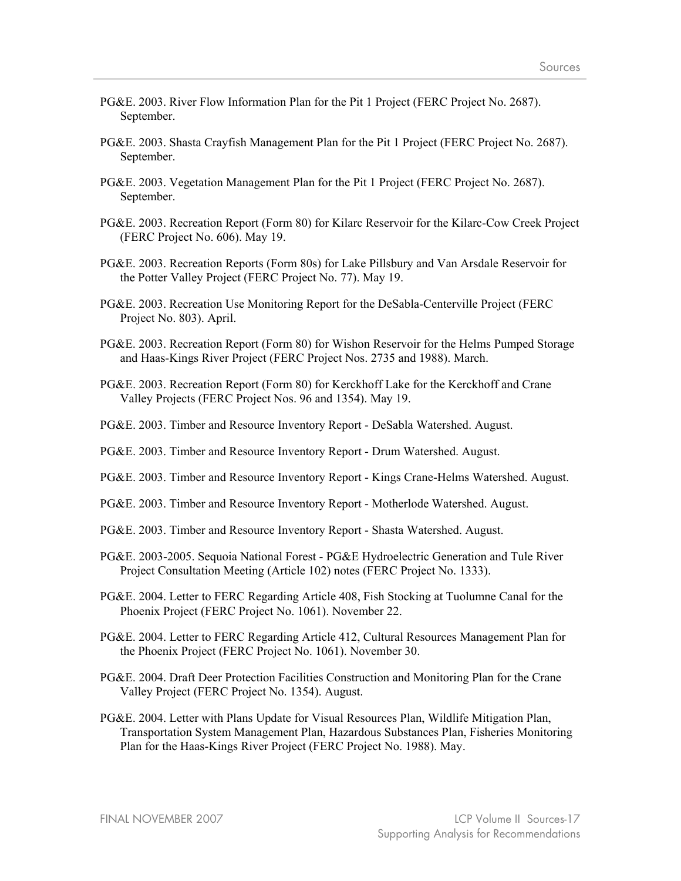PG&E. 2003. River Flow Information Plan for the Pit 1 Project (FERC Project No. 2687). September.

PG&E. 2003. Shasta Crayfish Management Plan for the Pit 1 Project (FERC Project No. 2687). September.

PG&E. 2003. Vegetation Management Plan for the Pit 1 Project (FERC Project No. 2687). September.

PG&E. 2003. Recreation Report (Form 80) for Kilarc Reservoir for the Kilarc-Cow Creek Project (FERC Project No. 606). May 19.

PG&E. 2003. Recreation Reports (Form 80s) for Lake Pillsbury and Van Arsdale Reservoir for the Potter Valley Project (FERC Project No. 77). May 19.

PG&E. 2003. Recreation Use Monitoring Report for the DeSabla-Centerville Project (FERC Project No. 803). April.

PG&E. 2003. Recreation Report (Form 80) for Wishon Reservoir for the Helms Pumped Storage and Haas-Kings River Project (FERC Project Nos. 2735 and 1988). March.

PG&E. 2003. Recreation Report (Form 80) for Kerckhoff Lake for the Kerckhoff and Crane Valley Projects (FERC Project Nos. 96 and 1354). May 19.

PG&E. 2003. Timber and Resource Inventory Report - DeSabla Watershed. August.

PG&E. 2003. Timber and Resource Inventory Report - Drum Watershed. August.

PG&E. 2003. Timber and Resource Inventory Report - Kings Crane-Helms Watershed. August.

PG&E. 2003. Timber and Resource Inventory Report - Motherlode Watershed. August.

PG&E. 2003. Timber and Resource Inventory Report - Shasta Watershed. August.

PG&E. 2003-2005. Sequoia National Forest - PG&E Hydroelectric Generation and Tule River Project Consultation Meeting (Article 102) notes (FERC Project No. 1333).

PG&E. 2004. Letter to FERC Regarding Article 408, Fish Stocking at Tuolumne Canal for the Phoenix Project (FERC Project No. 1061). November 22.

PG&E. 2004. Letter to FERC Regarding Article 412, Cultural Resources Management Plan for the Phoenix Project (FERC Project No. 1061). November 30.

PG&E. 2004. Draft Deer Protection Facilities Construction and Monitoring Plan for the Crane Valley Project (FERC Project No. 1354). August.

PG&E. 2004. Letter with Plans Update for Visual Resources Plan, Wildlife Mitigation Plan, Transportation System Management Plan, Hazardous Substances Plan, Fisheries Monitoring Plan for the Haas-Kings River Project (FERC Project No. 1988). May.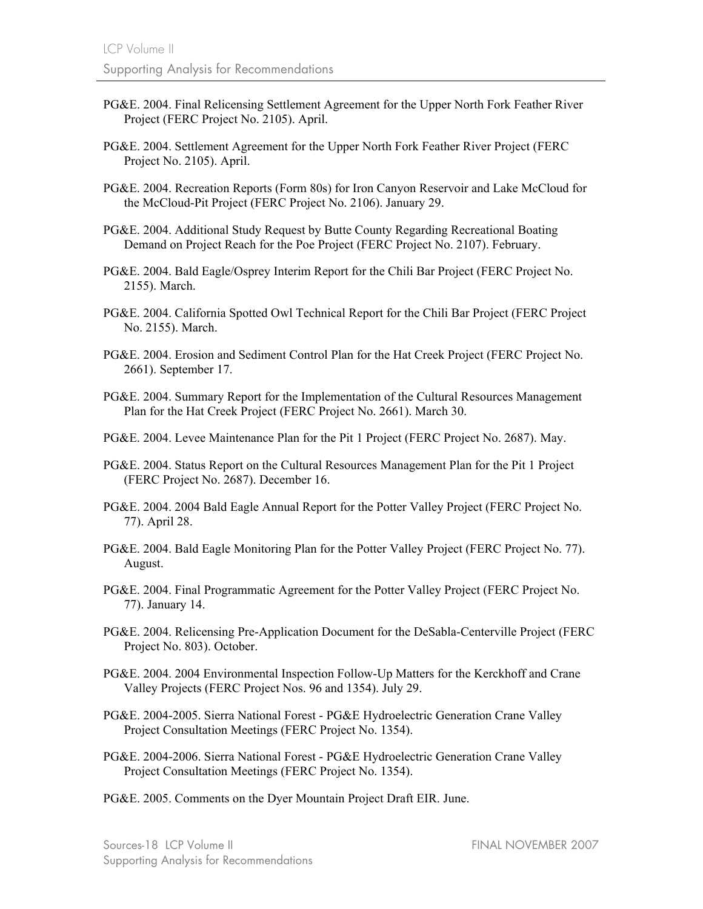PG&E. 2004. Final Relicensing Settlement Agreement for the Upper North Fork Feather River Project (FERC Project No. 2105). April.

PG&E. 2004. Settlement Agreement for the Upper North Fork Feather River Project (FERC Project No. 2105). April.

PG&E. 2004. Recreation Reports (Form 80s) for Iron Canyon Reservoir and Lake McCloud for the McCloud-Pit Project (FERC Project No. 2106). January 29.

PG&E. 2004. Additional Study Request by Butte County Regarding Recreational Boating Demand on Project Reach for the Poe Project (FERC Project No. 2107). February.

PG&E. 2004. Bald Eagle/Osprey Interim Report for the Chili Bar Project (FERC Project No. 2155). March.

PG&E. 2004. California Spotted Owl Technical Report for the Chili Bar Project (FERC Project No. 2155). March.

PG&E. 2004. Erosion and Sediment Control Plan for the Hat Creek Project (FERC Project No. 2661). September 17.

PG&E. 2004. Summary Report for the Implementation of the Cultural Resources Management Plan for the Hat Creek Project (FERC Project No. 2661). March 30.

PG&E. 2004. Levee Maintenance Plan for the Pit 1 Project (FERC Project No. 2687). May.

PG&E. 2004. Status Report on the Cultural Resources Management Plan for the Pit 1 Project (FERC Project No. 2687). December 16.

PG&E. 2004. 2004 Bald Eagle Annual Report for the Potter Valley Project (FERC Project No. 77). April 28.

PG&E. 2004. Bald Eagle Monitoring Plan for the Potter Valley Project (FERC Project No. 77). August.

PG&E. 2004. Final Programmatic Agreement for the Potter Valley Project (FERC Project No. 77). January 14.

PG&E. 2004. Relicensing Pre-Application Document for the DeSabla-Centerville Project (FERC Project No. 803). October.

PG&E. 2004. 2004 Environmental Inspection Follow-Up Matters for the Kerckhoff and Crane Valley Projects (FERC Project Nos. 96 and 1354). July 29.

PG&E. 2004-2005. Sierra National Forest - PG&E Hydroelectric Generation Crane Valley Project Consultation Meetings (FERC Project No. 1354).

PG&E. 2004-2006. Sierra National Forest - PG&E Hydroelectric Generation Crane Valley Project Consultation Meetings (FERC Project No. 1354).

PG&E. 2005. Comments on the Dyer Mountain Project Draft EIR. June.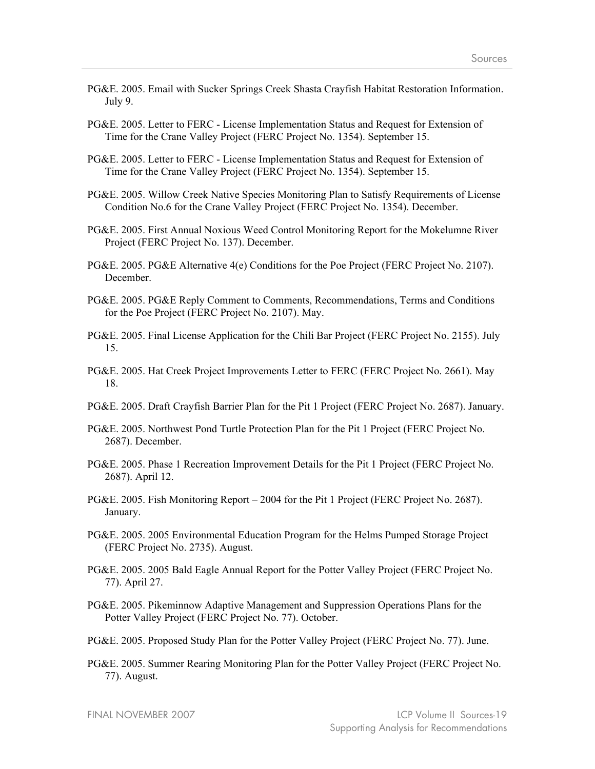PG&E. 2005. Email with Sucker Springs Creek Shasta Crayfish Habitat Restoration Information. July 9.

PG&E. 2005. Letter to FERC - License Implementation Status and Request for Extension of Time for the Crane Valley Project (FERC Project No. 1354). September 15.

PG&E. 2005. Letter to FERC - License Implementation Status and Request for Extension of Time for the Crane Valley Project (FERC Project No. 1354). September 15.

PG&E. 2005. Willow Creek Native Species Monitoring Plan to Satisfy Requirements of License Condition No.6 for the Crane Valley Project (FERC Project No. 1354). December.

PG&E. 2005. First Annual Noxious Weed Control Monitoring Report for the Mokelumne River Project (FERC Project No. 137). December.

PG&E. 2005. PG&E Alternative 4(e) Conditions for the Poe Project (FERC Project No. 2107). December.

PG&E. 2005. PG&E Reply Comment to Comments, Recommendations, Terms and Conditions for the Poe Project (FERC Project No. 2107). May.

PG&E. 2005. Final License Application for the Chili Bar Project (FERC Project No. 2155). July 15.

PG&E. 2005. Hat Creek Project Improvements Letter to FERC (FERC Project No. 2661). May 18.

PG&E. 2005. Draft Crayfish Barrier Plan for the Pit 1 Project (FERC Project No. 2687). January.

PG&E. 2005. Northwest Pond Turtle Protection Plan for the Pit 1 Project (FERC Project No. 2687). December.

PG&E. 2005. Phase 1 Recreation Improvement Details for the Pit 1 Project (FERC Project No. 2687). April 12.

PG&E. 2005. Fish Monitoring Report – 2004 for the Pit 1 Project (FERC Project No. 2687). January.

PG&E. 2005. 2005 Environmental Education Program for the Helms Pumped Storage Project (FERC Project No. 2735). August.

PG&E. 2005. 2005 Bald Eagle Annual Report for the Potter Valley Project (FERC Project No. 77). April 27.

PG&E. 2005. Pikeminnow Adaptive Management and Suppression Operations Plans for the Potter Valley Project (FERC Project No. 77). October.

PG&E. 2005. Proposed Study Plan for the Potter Valley Project (FERC Project No. 77). June.

PG&E. 2005. Summer Rearing Monitoring Plan for the Potter Valley Project (FERC Project No. 77). August.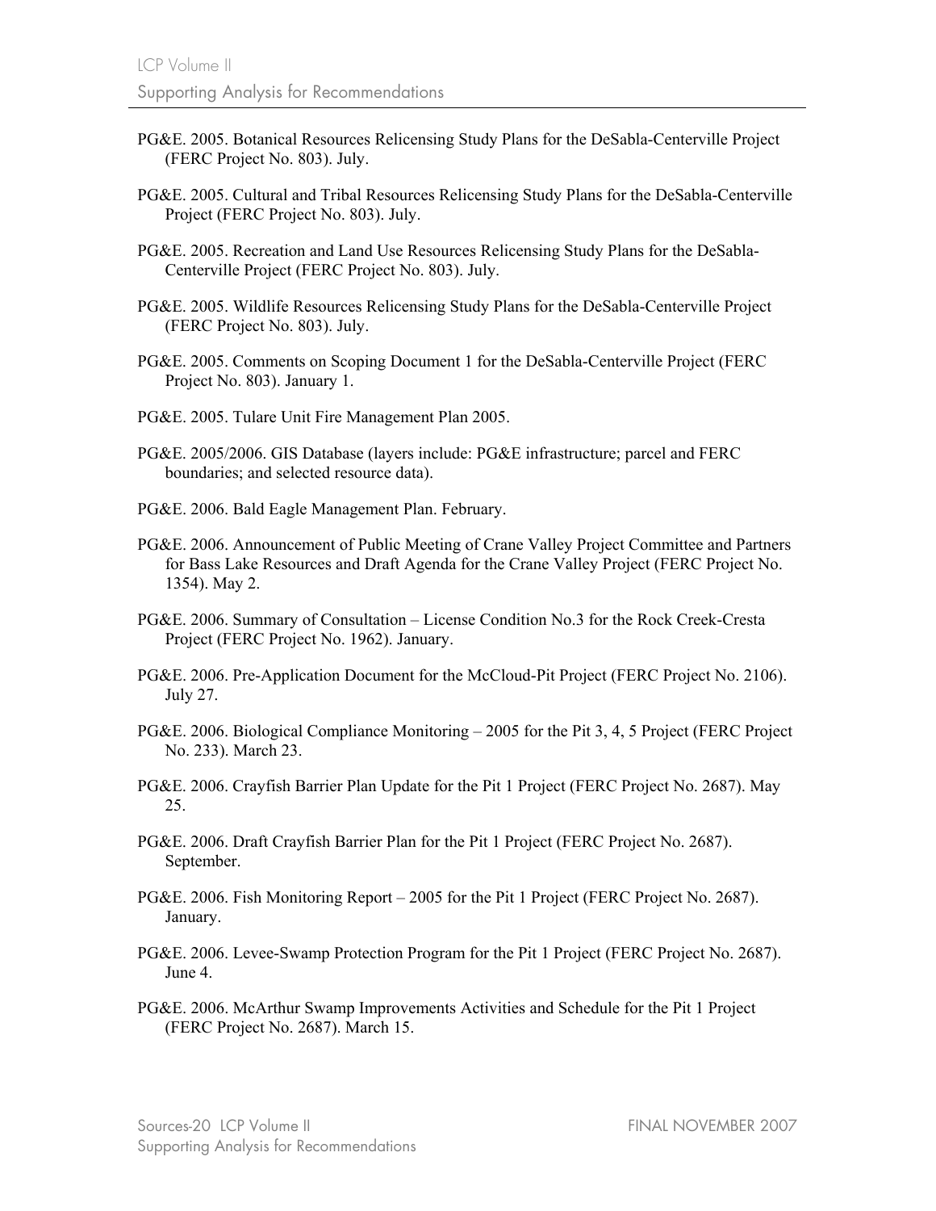PG&E. 2005. Botanical Resources Relicensing Study Plans for the DeSabla-Centerville Project (FERC Project No. 803). July.

PG&E. 2005. Cultural and Tribal Resources Relicensing Study Plans for the DeSabla-Centerville Project (FERC Project No. 803). July.

PG&E. 2005. Recreation and Land Use Resources Relicensing Study Plans for the DeSabla-Centerville Project (FERC Project No. 803). July.

PG&E. 2005. Wildlife Resources Relicensing Study Plans for the DeSabla-Centerville Project (FERC Project No. 803). July.

PG&E. 2005. Comments on Scoping Document 1 for the DeSabla-Centerville Project (FERC Project No. 803). January 1.

PG&E. 2005. Tulare Unit Fire Management Plan 2005.

PG&E. 2005/2006. GIS Database (layers include: PG&E infrastructure; parcel and FERC boundaries; and selected resource data).

PG&E. 2006. Bald Eagle Management Plan. February.

PG&E. 2006. Announcement of Public Meeting of Crane Valley Project Committee and Partners for Bass Lake Resources and Draft Agenda for the Crane Valley Project (FERC Project No. 1354). May 2.

PG&E. 2006. Summary of Consultation – License Condition No.3 for the Rock Creek-Cresta Project (FERC Project No. 1962). January.

PG&E. 2006. Pre-Application Document for the McCloud-Pit Project (FERC Project No. 2106). July 27.

PG&E. 2006. Biological Compliance Monitoring – 2005 for the Pit 3, 4, 5 Project (FERC Project No. 233). March 23.

PG&E. 2006. Crayfish Barrier Plan Update for the Pit 1 Project (FERC Project No. 2687). May 25.

PG&E. 2006. Draft Crayfish Barrier Plan for the Pit 1 Project (FERC Project No. 2687). September.

PG&E. 2006. Fish Monitoring Report – 2005 for the Pit 1 Project (FERC Project No. 2687). January.

PG&E. 2006. Levee-Swamp Protection Program for the Pit 1 Project (FERC Project No. 2687). June 4.

PG&E. 2006. McArthur Swamp Improvements Activities and Schedule for the Pit 1 Project (FERC Project No. 2687). March 15.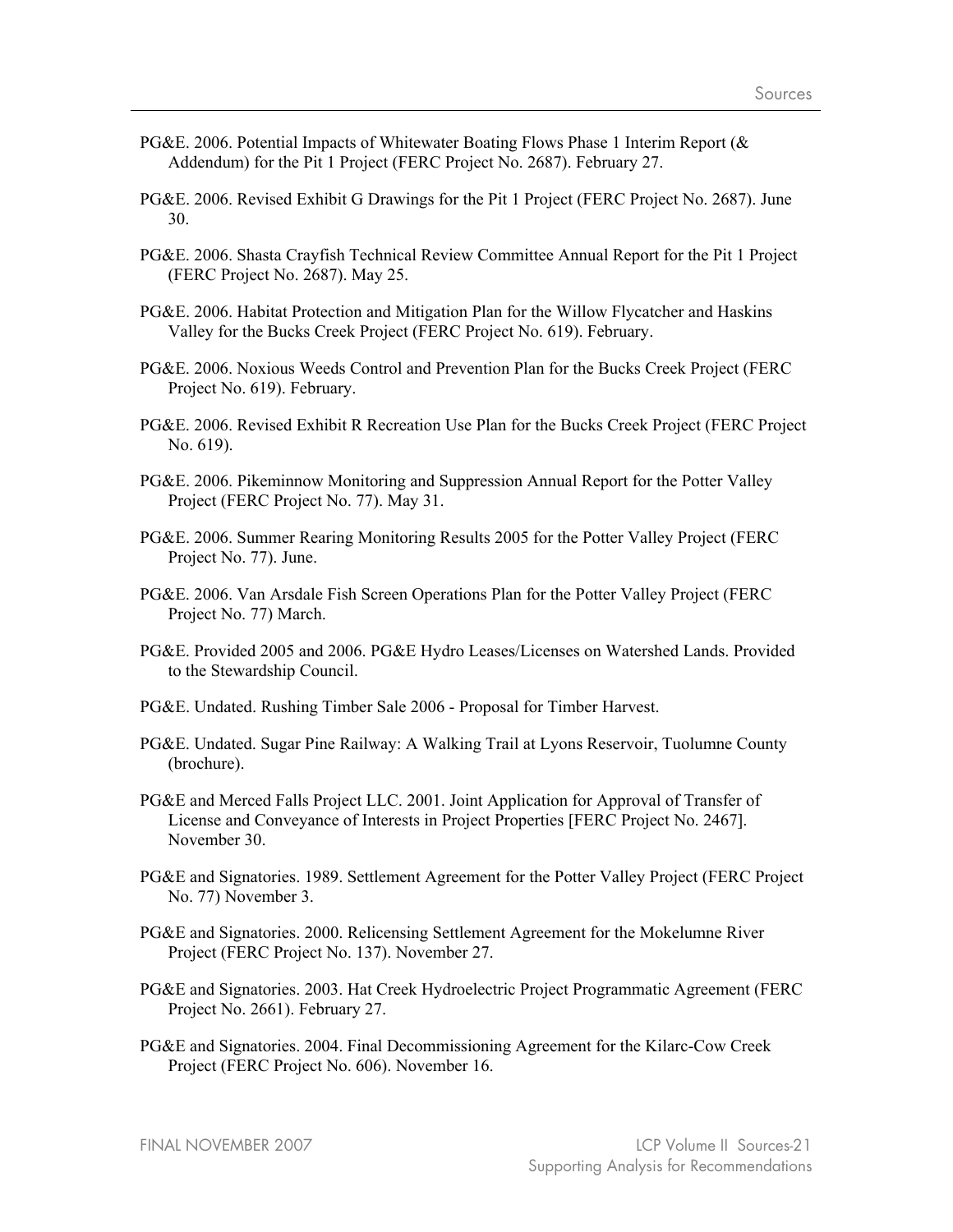PG&E. 2006. Potential Impacts of Whitewater Boating Flows Phase 1 Interim Report (& Addendum) for the Pit 1 Project (FERC Project No. 2687). February 27.

PG&E. 2006. Revised Exhibit G Drawings for the Pit 1 Project (FERC Project No. 2687). June 30.

PG&E. 2006. Shasta Crayfish Technical Review Committee Annual Report for the Pit 1 Project (FERC Project No. 2687). May 25.

PG&E. 2006. Habitat Protection and Mitigation Plan for the Willow Flycatcher and Haskins Valley for the Bucks Creek Project (FERC Project No. 619). February.

PG&E. 2006. Noxious Weeds Control and Prevention Plan for the Bucks Creek Project (FERC Project No. 619). February.

PG&E. 2006. Revised Exhibit R Recreation Use Plan for the Bucks Creek Project (FERC Project No. 619).

PG&E. 2006. Pikeminnow Monitoring and Suppression Annual Report for the Potter Valley Project (FERC Project No. 77). May 31.

PG&E. 2006. Summer Rearing Monitoring Results 2005 for the Potter Valley Project (FERC Project No. 77). June.

PG&E. 2006. Van Arsdale Fish Screen Operations Plan for the Potter Valley Project (FERC Project No. 77) March.

PG&E. Provided 2005 and 2006. PG&E Hydro Leases/Licenses on Watershed Lands. Provided to the Stewardship Council.

PG&E. Undated. Rushing Timber Sale 2006 - Proposal for Timber Harvest.

PG&E. Undated. Sugar Pine Railway: A Walking Trail at Lyons Reservoir, Tuolumne County (brochure).

PG&E and Merced Falls Project LLC. 2001. Joint Application for Approval of Transfer of License and Conveyance of Interests in Project Properties [FERC Project No. 2467]. November 30.

PG&E and Signatories. 1989. Settlement Agreement for the Potter Valley Project (FERC Project No. 77) November 3.

PG&E and Signatories. 2000. Relicensing Settlement Agreement for the Mokelumne River Project (FERC Project No. 137). November 27.

PG&E and Signatories. 2003. Hat Creek Hydroelectric Project Programmatic Agreement (FERC Project No. 2661). February 27.

PG&E and Signatories. 2004. Final Decommissioning Agreement for the Kilarc-Cow Creek Project (FERC Project No. 606). November 16.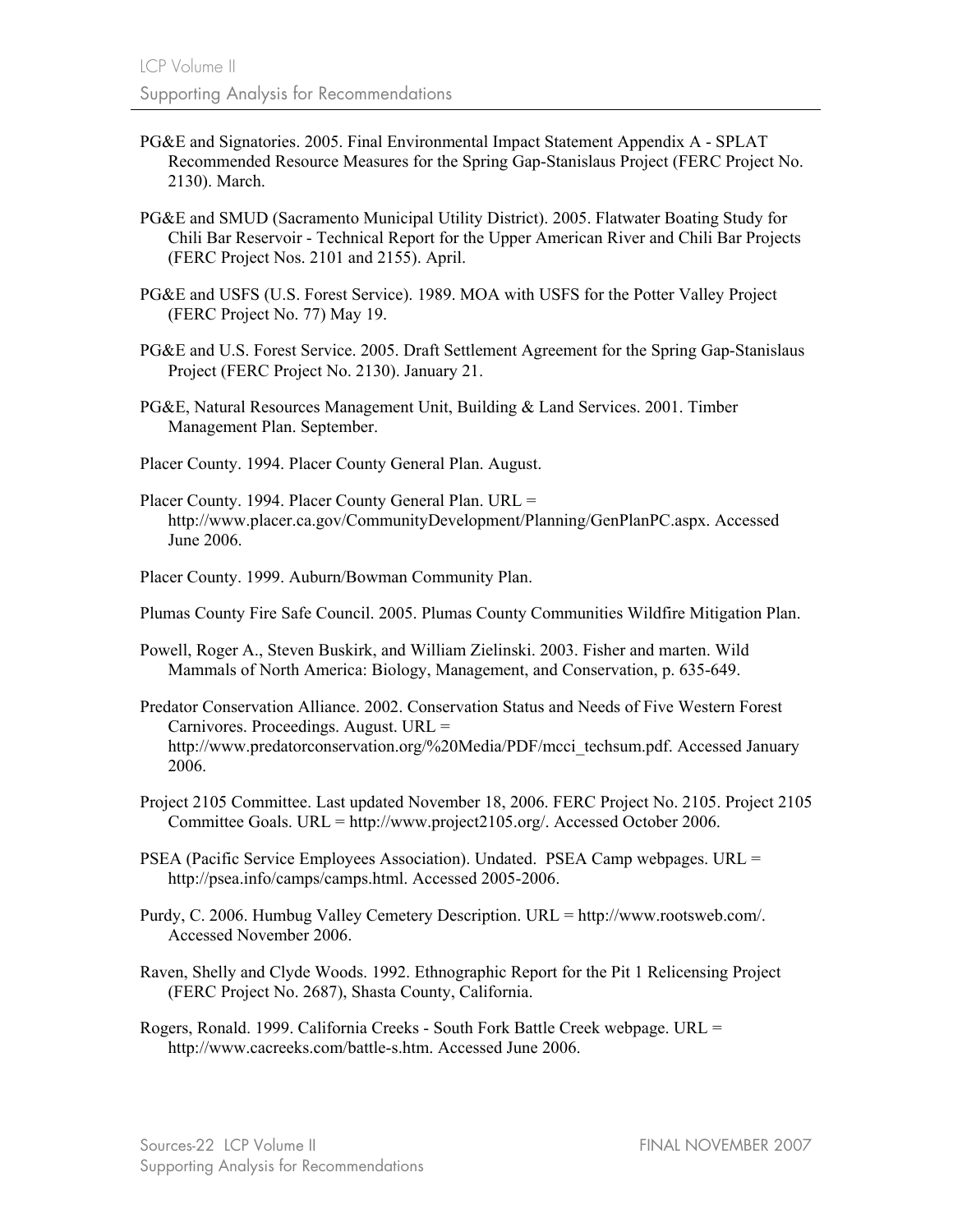PG&E and Signatories. 2005. Final Environmental Impact Statement Appendix A - SPLAT Recommended Resource Measures for the Spring Gap-Stanislaus Project (FERC Project No. 2130). March.

PG&E and SMUD (Sacramento Municipal Utility District). 2005. Flatwater Boating Study for Chili Bar Reservoir - Technical Report for the Upper American River and Chili Bar Projects (FERC Project Nos. 2101 and 2155). April.

PG&E and USFS (U.S. Forest Service). 1989. MOA with USFS for the Potter Valley Project (FERC Project No. 77) May 19.

PG&E and U.S. Forest Service. 2005. Draft Settlement Agreement for the Spring Gap-Stanislaus Project (FERC Project No. 2130). January 21.

PG&E, Natural Resources Management Unit, Building & Land Services. 2001. Timber Management Plan. September.

Placer County. 1994. Placer County General Plan. August.

Placer County. 1994. Placer County General Plan. URL = http://www.placer.ca.gov/CommunityDevelopment/Planning/GenPlanPC.aspx. Accessed June 2006.

Placer County. 1999. Auburn/Bowman Community Plan.

Plumas County Fire Safe Council. 2005. Plumas County Communities Wildfire Mitigation Plan.

Powell, Roger A., Steven Buskirk, and William Zielinski. 2003. Fisher and marten. Wild Mammals of North America: Biology, Management, and Conservation, p. 635-649.

Predator Conservation Alliance. 2002. Conservation Status and Needs of Five Western Forest Carnivores. Proceedings. August. URL = http://www.predatorconservation.org/%20Media/PDF/mcci_techsum.pdf. Accessed January 2006.

Project 2105 Committee. Last updated November 18, 2006. FERC Project No. 2105. Project 2105 Committee Goals. URL = http://www.project2105.org/. Accessed October 2006.

PSEA (Pacific Service Employees Association). Undated. PSEA Camp webpages. URL = http://psea.info/camps/camps.html. Accessed 2005-2006.

Purdy, C. 2006. Humbug Valley Cemetery Description. URL = http://www.rootsweb.com/. Accessed November 2006.

Raven, Shelly and Clyde Woods. 1992. Ethnographic Report for the Pit 1 Relicensing Project (FERC Project No. 2687), Shasta County, California.

Rogers, Ronald. 1999. California Creeks - South Fork Battle Creek webpage. URL = http://www.cacreeks.com/battle-s.htm. Accessed June 2006.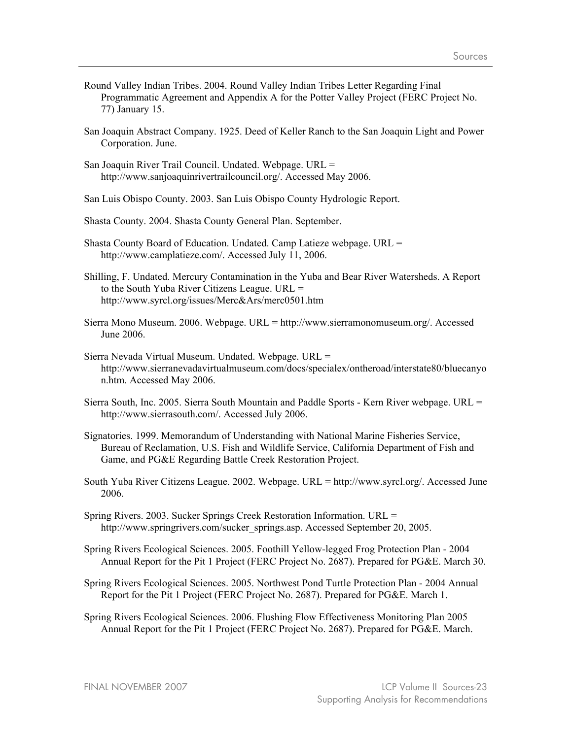Round Valley Indian Tribes. 2004. Round Valley Indian Tribes Letter Regarding Final Programmatic Agreement and Appendix A for the Potter Valley Project (FERC Project No. 77) January 15.

San Joaquin Abstract Company. 1925. Deed of Keller Ranch to the San Joaquin Light and Power Corporation. June.

San Joaquin River Trail Council. Undated. Webpage. URL = http://www.sanjoaquinrivertrailcouncil.org/. Accessed May 2006.

San Luis Obispo County. 2003. San Luis Obispo County Hydrologic Report.

Shasta County. 2004. Shasta County General Plan. September.

Shasta County Board of Education. Undated. Camp Latieze webpage. URL = http://www.camplatieze.com/. Accessed July 11, 2006.

Shilling, F. Undated. Mercury Contamination in the Yuba and Bear River Watersheds. A Report to the South Yuba River Citizens League. URL = http://www.syrcl.org/issues/Merc&Ars/merc0501.htm

Sierra Mono Museum. 2006. Webpage. URL = http://www.sierramonomuseum.org/. Accessed June 2006.

Sierra Nevada Virtual Museum. Undated. Webpage. URL = http://www.sierranevadavirtualmuseum.com/docs/specialex/ontheroad/interstate80/bluecanyon.htm. Accessed May 2006.

Sierra South, Inc. 2005. Sierra South Mountain and Paddle Sports - Kern River webpage. URL = http://www.sierrasouth.com/. Accessed July 2006.

Signatories. 1999. Memorandum of Understanding with National Marine Fisheries Service, Bureau of Reclamation, U.S. Fish and Wildlife Service, California Department of Fish and Game, and PG&E Regarding Battle Creek Restoration Project.

South Yuba River Citizens League. 2002. Webpage. URL = http://www.syrcl.org/. Accessed June 2006.

Spring Rivers. 2003. Sucker Springs Creek Restoration Information. URL = http://www.springrivers.com/sucker_springs.asp. Accessed September 20, 2005.

Spring Rivers Ecological Sciences. 2005. Foothill Yellow-legged Frog Protection Plan - 2004 Annual Report for the Pit 1 Project (FERC Project No. 2687). Prepared for PG&E. March 30.

Spring Rivers Ecological Sciences. 2005. Northwest Pond Turtle Protection Plan - 2004 Annual Report for the Pit 1 Project (FERC Project No. 2687). Prepared for PG&E. March 1.

Spring Rivers Ecological Sciences. 2006. Flushing Flow Effectiveness Monitoring Plan 2005 Annual Report for the Pit 1 Project (FERC Project No. 2687). Prepared for PG&E. March.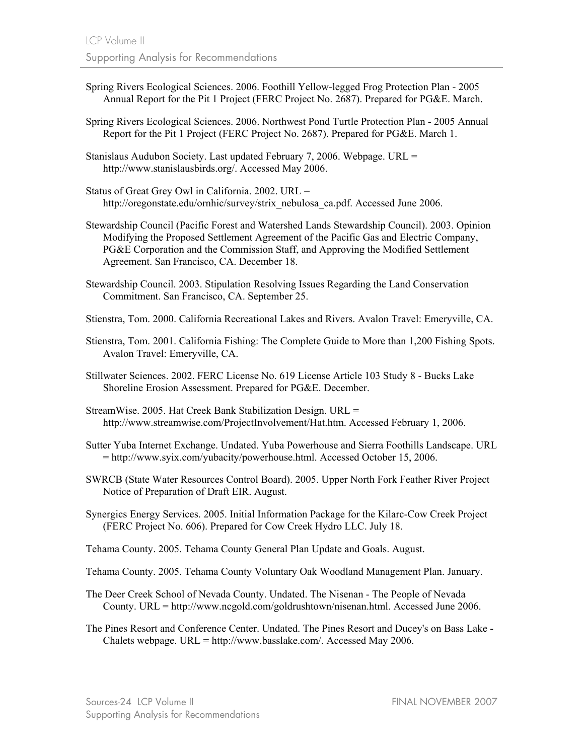Spring Rivers Ecological Sciences. 2006. Foothill Yellow-legged Frog Protection Plan - 2005 Annual Report for the Pit 1 Project (FERC Project No. 2687). Prepared for PG&E. March.

Spring Rivers Ecological Sciences. 2006. Northwest Pond Turtle Protection Plan - 2005 Annual Report for the Pit 1 Project (FERC Project No. 2687). Prepared for PG&E. March 1.

Stanislaus Audubon Society. Last updated February 7, 2006. Webpage. URL = http://www.stanislausbirds.org/. Accessed May 2006.

Status of Great Grey Owl in California. 2002. URL = http://oregonstate.edu/ornhic/survey/strix_nebulosa_ca.pdf. Accessed June 2006.

Stewardship Council (Pacific Forest and Watershed Lands Stewardship Council). 2003. Opinion Modifying the Proposed Settlement Agreement of the Pacific Gas and Electric Company, PG&E Corporation and the Commission Staff, and Approving the Modified Settlement Agreement. San Francisco, CA. December 18.

Stewardship Council. 2003. Stipulation Resolving Issues Regarding the Land Conservation Commitment. San Francisco, CA. September 25.

Stienstra, Tom. 2000. California Recreational Lakes and Rivers. Avalon Travel: Emeryville, CA.

Stienstra, Tom. 2001. California Fishing: The Complete Guide to More than 1,200 Fishing Spots. Avalon Travel: Emeryville, CA.

Stillwater Sciences. 2002. FERC License No. 619 License Article 103 Study 8 - Bucks Lake Shoreline Erosion Assessment. Prepared for PG&E. December.

StreamWise. 2005. Hat Creek Bank Stabilization Design. URL = http://www.streamwise.com/ProjectInvolvement/Hat.htm. Accessed February 1, 2006.

Sutter Yuba Internet Exchange. Undated. Yuba Powerhouse and Sierra Foothills Landscape. URL = http://www.syix.com/yubacity/powerhouse.html. Accessed October 15, 2006.

SWRCB (State Water Resources Control Board). 2005. Upper North Fork Feather River Project Notice of Preparation of Draft EIR. August.

Synergics Energy Services. 2005. Initial Information Package for the Kilarc-Cow Creek Project (FERC Project No. 606). Prepared for Cow Creek Hydro LLC. July 18.

Tehama County. 2005. Tehama County General Plan Update and Goals. August.

Tehama County. 2005. Tehama County Voluntary Oak Woodland Management Plan. January.

The Deer Creek School of Nevada County. Undated. The Nisenan - The People of Nevada County. URL = http://www.ncgold.com/goldrushtown/nisenan.html. Accessed June 2006.

The Pines Resort and Conference Center. Undated. The Pines Resort and Ducey's on Bass Lake - Chalets webpage. URL = http://www.basslake.com/. Accessed May 2006.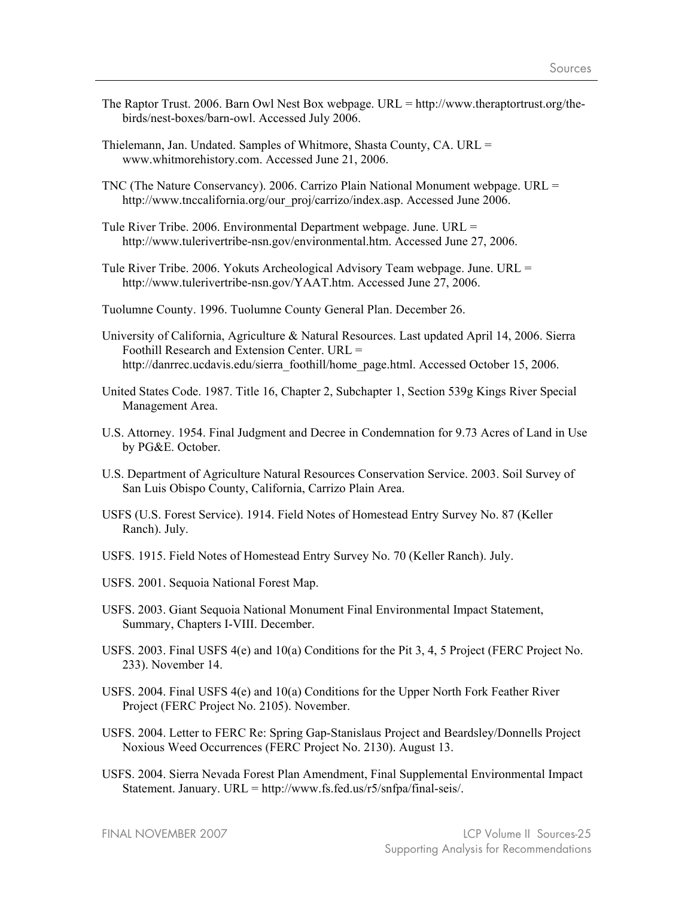The Raptor Trust. 2006. Barn Owl Nest Box webpage. URL = http://www.theraptortrust.org/the-birds/nest-boxes/barn-owl. Accessed July 2006.

Thielemann, Jan. Undated. Samples of Whitmore, Shasta County, CA. URL = www.whitmorehistory.com. Accessed June 21, 2006.

TNC (The Nature Conservancy). 2006. Carrizo Plain National Monument webpage. URL = http://www.tnccalifornia.org/our_proj/carrizo/index.asp. Accessed June 2006.

Tule River Tribe. 2006. Environmental Department webpage. June. URL = http://www.tulerivertribe-nsn.gov/environmental.htm. Accessed June 27, 2006.

Tule River Tribe. 2006. Yokuts Archeological Advisory Team webpage. June. URL = http://www.tulerivertribe-nsn.gov/YAAT.htm. Accessed June 27, 2006.

Tuolumne County. 1996. Tuolumne County General Plan. December 26.

University of California, Agriculture & Natural Resources. Last updated April 14, 2006. Sierra Foothill Research and Extension Center. URL = http://danrrec.ucdavis.edu/sierra_foothill/home_page.html. Accessed October 15, 2006.

United States Code. 1987. Title 16, Chapter 2, Subchapter 1, Section 539g Kings River Special Management Area.

U.S. Attorney. 1954. Final Judgment and Decree in Condemnation for 9.73 Acres of Land in Use by PG&E. October.

U.S. Department of Agriculture Natural Resources Conservation Service. 2003. Soil Survey of San Luis Obispo County, California, Carrizo Plain Area.

USFS (U.S. Forest Service). 1914. Field Notes of Homestead Entry Survey No. 87 (Keller Ranch). July.

USFS. 1915. Field Notes of Homestead Entry Survey No. 70 (Keller Ranch). July.

USFS. 2001. Sequoia National Forest Map.

USFS. 2003. Giant Sequoia National Monument Final Environmental Impact Statement, Summary, Chapters I-VIII. December.

USFS. 2003. Final USFS 4(e) and 10(a) Conditions for the Pit 3, 4, 5 Project (FERC Project No. 233). November 14.

USFS. 2004. Final USFS 4(e) and 10(a) Conditions for the Upper North Fork Feather River Project (FERC Project No. 2105). November.

USFS. 2004. Letter to FERC Re: Spring Gap-Stanislaus Project and Beardsley/Donnells Project Noxious Weed Occurrences (FERC Project No. 2130). August 13.

USFS. 2004. Sierra Nevada Forest Plan Amendment, Final Supplemental Environmental Impact Statement. January. URL = http://www.fs.fed.us/r5/snfpa/final-seis/.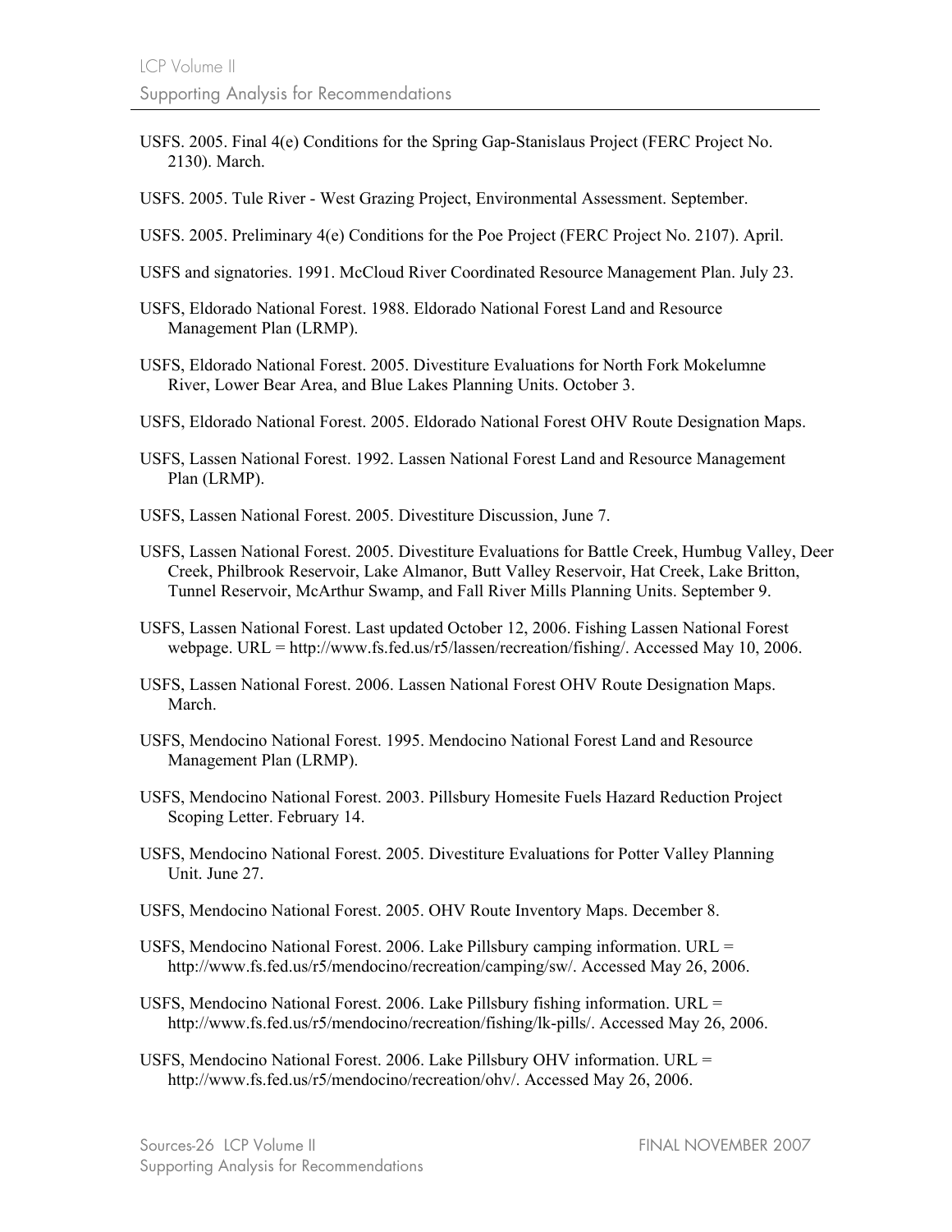USFS. 2005. Final 4(e) Conditions for the Spring Gap-Stanislaus Project (FERC Project No. 2130). March.

USFS. 2005. Tule River - West Grazing Project, Environmental Assessment. September.

USFS. 2005. Preliminary 4(e) Conditions for the Poe Project (FERC Project No. 2107). April.

USFS and signatories. 1991. McCloud River Coordinated Resource Management Plan. July 23.

USFS, Eldorado National Forest. 1988. Eldorado National Forest Land and Resource Management Plan (LRMP).

USFS, Eldorado National Forest. 2005. Divestiture Evaluations for North Fork Mokelumne River, Lower Bear Area, and Blue Lakes Planning Units. October 3.

USFS, Eldorado National Forest. 2005. Eldorado National Forest OHV Route Designation Maps.

USFS, Lassen National Forest. 1992. Lassen National Forest Land and Resource Management Plan (LRMP).

USFS, Lassen National Forest. 2005. Divestiture Discussion, June 7.

USFS, Lassen National Forest. 2005. Divestiture Evaluations for Battle Creek, Humbug Valley, Deer Creek, Philbrook Reservoir, Lake Almanor, Butt Valley Reservoir, Hat Creek, Lake Britton, Tunnel Reservoir, McArthur Swamp, and Fall River Mills Planning Units. September 9.

USFS, Lassen National Forest. Last updated October 12, 2006. Fishing Lassen National Forest webpage. URL = http://www.fs.fed.us/r5/lassen/recreation/fishing/. Accessed May 10, 2006.

USFS, Lassen National Forest. 2006. Lassen National Forest OHV Route Designation Maps. March.

USFS, Mendocino National Forest. 1995. Mendocino National Forest Land and Resource Management Plan (LRMP).

USFS, Mendocino National Forest. 2003. Pillsbury Homesite Fuels Hazard Reduction Project Scoping Letter. February 14.

USFS, Mendocino National Forest. 2005. Divestiture Evaluations for Potter Valley Planning Unit. June 27.

USFS, Mendocino National Forest. 2005. OHV Route Inventory Maps. December 8.

USFS, Mendocino National Forest. 2006. Lake Pillsbury camping information. URL = http://www.fs.fed.us/r5/mendocino/recreation/camping/sw/. Accessed May 26, 2006.

USFS, Mendocino National Forest. 2006. Lake Pillsbury fishing information. URL = http://www.fs.fed.us/r5/mendocino/recreation/fishing/lk-pills/. Accessed May 26, 2006.

USFS, Mendocino National Forest. 2006. Lake Pillsbury OHV information. URL = http://www.fs.fed.us/r5/mendocino/recreation/ohv/. Accessed May 26, 2006.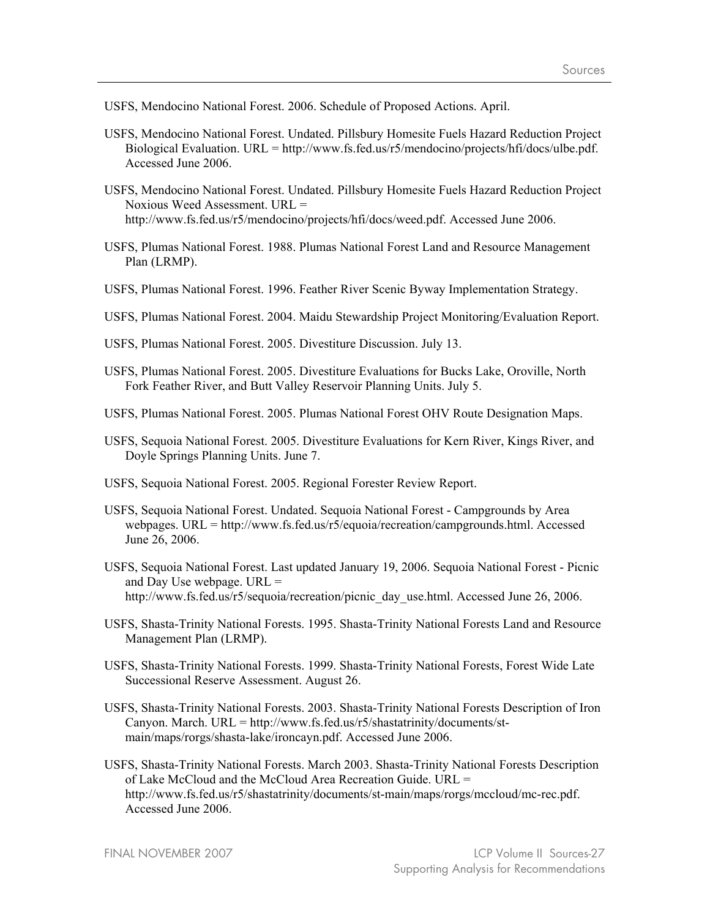USFS, Mendocino National Forest. 2006. Schedule of Proposed Actions. April.

USFS, Mendocino National Forest. Undated. Pillsbury Homesite Fuels Hazard Reduction Project Biological Evaluation. URL = http://www.fs.fed.us/r5/mendocino/projects/hfi/docs/ulbe.pdf. Accessed June 2006.

USFS, Mendocino National Forest. Undated. Pillsbury Homesite Fuels Hazard Reduction Project Noxious Weed Assessment. URL = http://www.fs.fed.us/r5/mendocino/projects/hfi/docs/weed.pdf. Accessed June 2006.

USFS, Plumas National Forest. 1988. Plumas National Forest Land and Resource Management Plan (LRMP).

USFS, Plumas National Forest. 1996. Feather River Scenic Byway Implementation Strategy.

USFS, Plumas National Forest. 2004. Maidu Stewardship Project Monitoring/Evaluation Report.

USFS, Plumas National Forest. 2005. Divestiture Discussion. July 13.

USFS, Plumas National Forest. 2005. Divestiture Evaluations for Bucks Lake, Oroville, North Fork Feather River, and Butt Valley Reservoir Planning Units. July 5.

USFS, Plumas National Forest. 2005. Plumas National Forest OHV Route Designation Maps.

USFS, Sequoia National Forest. 2005. Divestiture Evaluations for Kern River, Kings River, and Doyle Springs Planning Units. June 7.

USFS, Sequoia National Forest. 2005. Regional Forester Review Report.

USFS, Sequoia National Forest. Undated. Sequoia National Forest - Campgrounds by Area webpages. URL = http://www.fs.fed.us/r5/equoia/recreation/campgrounds.html. Accessed June 26, 2006.

USFS, Sequoia National Forest. Last updated January 19, 2006. Sequoia National Forest - Picnic and Day Use webpage. URL = http://www.fs.fed.us/r5/sequoia/recreation/picnic_day_use.html. Accessed June 26, 2006.

USFS, Shasta-Trinity National Forests. 1995. Shasta-Trinity National Forests Land and Resource Management Plan (LRMP).

USFS, Shasta-Trinity National Forests. 1999. Shasta-Trinity National Forests, Forest Wide Late Successional Reserve Assessment. August 26.

USFS, Shasta-Trinity National Forests. 2003. Shasta-Trinity National Forests Description of Iron Canyon. March. URL = http://www.fs.fed.us/r5/shastatrinity/documents/st-main/maps/rorgs/shasta-lake/ironcayn.pdf. Accessed June 2006.

USFS, Shasta-Trinity National Forests. March 2003. Shasta-Trinity National Forests Description of Lake McCloud and the McCloud Area Recreation Guide. URL = http://www.fs.fed.us/r5/shastatrinity/documents/st-main/maps/rorgs/mccloud/mc-rec.pdf. Accessed June 2006.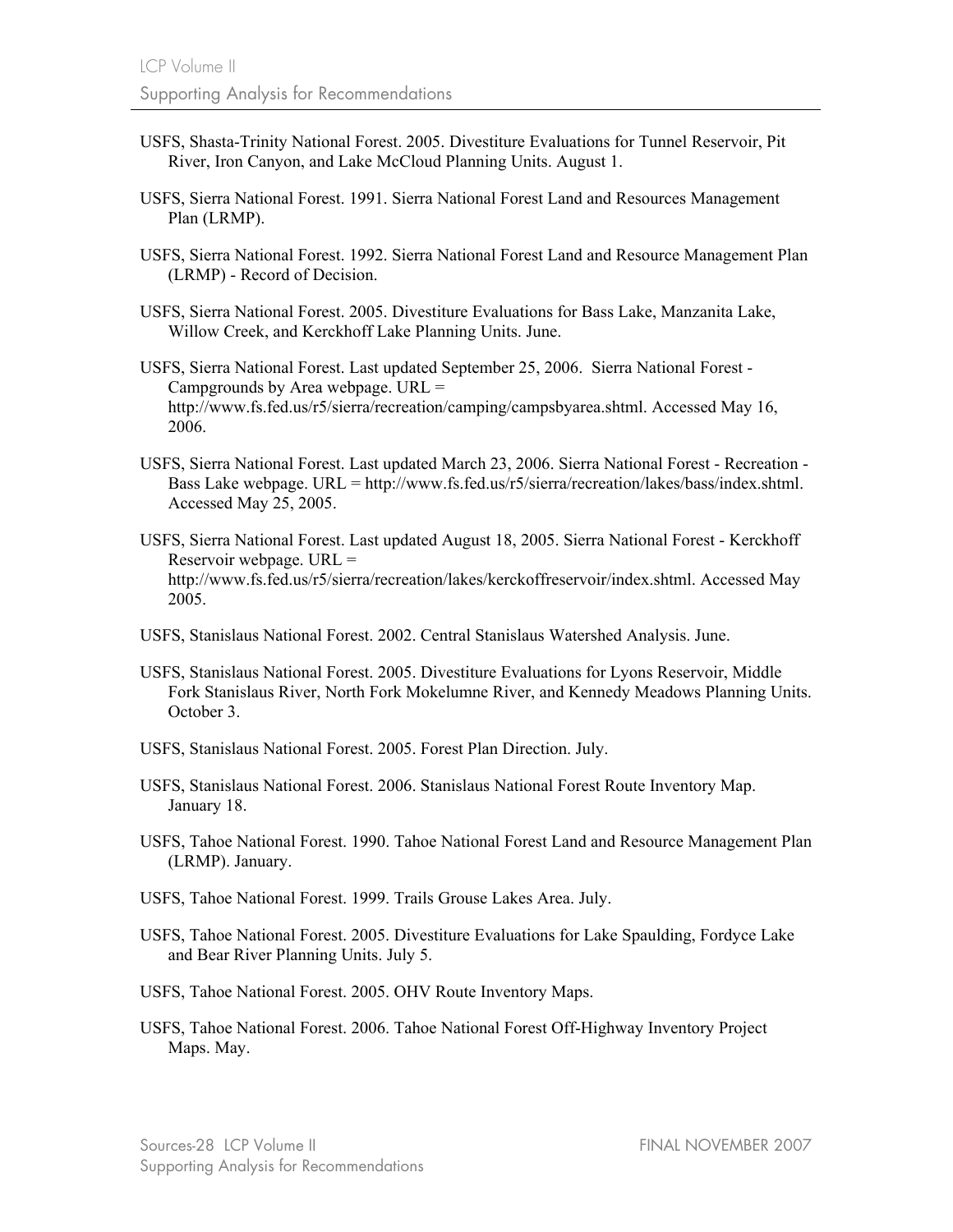USFS, Shasta-Trinity National Forest. 2005. Divestiture Evaluations for Tunnel Reservoir, Pit River, Iron Canyon, and Lake McCloud Planning Units. August 1.

USFS, Sierra National Forest. 1991. Sierra National Forest Land and Resources Management Plan (LRMP).

USFS, Sierra National Forest. 1992. Sierra National Forest Land and Resource Management Plan (LRMP) - Record of Decision.

USFS, Sierra National Forest. 2005. Divestiture Evaluations for Bass Lake, Manzanita Lake, Willow Creek, and Kerckhoff Lake Planning Units. June.

USFS, Sierra National Forest. Last updated September 25, 2006. Sierra National Forest - Campgrounds by Area webpage. URL = http://www.fs.fed.us/r5/sierra/recreation/camping/campsbyarea.shtml. Accessed May 16, 2006.

USFS, Sierra National Forest. Last updated March 23, 2006. Sierra National Forest - Recreation - Bass Lake webpage. URL = http://www.fs.fed.us/r5/sierra/recreation/lakes/bass/index.shtml. Accessed May 25, 2005.

USFS, Sierra National Forest. Last updated August 18, 2005. Sierra National Forest - Kerckhoff Reservoir webpage. URL = http://www.fs.fed.us/r5/sierra/recreation/lakes/kerckoffreservoir/index.shtml. Accessed May 2005.

USFS, Stanislaus National Forest. 2002. Central Stanislaus Watershed Analysis. June.

USFS, Stanislaus National Forest. 2005. Divestiture Evaluations for Lyons Reservoir, Middle Fork Stanislaus River, North Fork Mokelumne River, and Kennedy Meadows Planning Units. October 3.

USFS, Stanislaus National Forest. 2005. Forest Plan Direction. July.

USFS, Stanislaus National Forest. 2006. Stanislaus National Forest Route Inventory Map. January 18.

USFS, Tahoe National Forest. 1990. Tahoe National Forest Land and Resource Management Plan (LRMP). January.

USFS, Tahoe National Forest. 1999. Trails Grouse Lakes Area. July.

USFS, Tahoe National Forest. 2005. Divestiture Evaluations for Lake Spaulding, Fordyce Lake and Bear River Planning Units. July 5.

USFS, Tahoe National Forest. 2005. OHV Route Inventory Maps.

USFS, Tahoe National Forest. 2006. Tahoe National Forest Off-Highway Inventory Project Maps. May.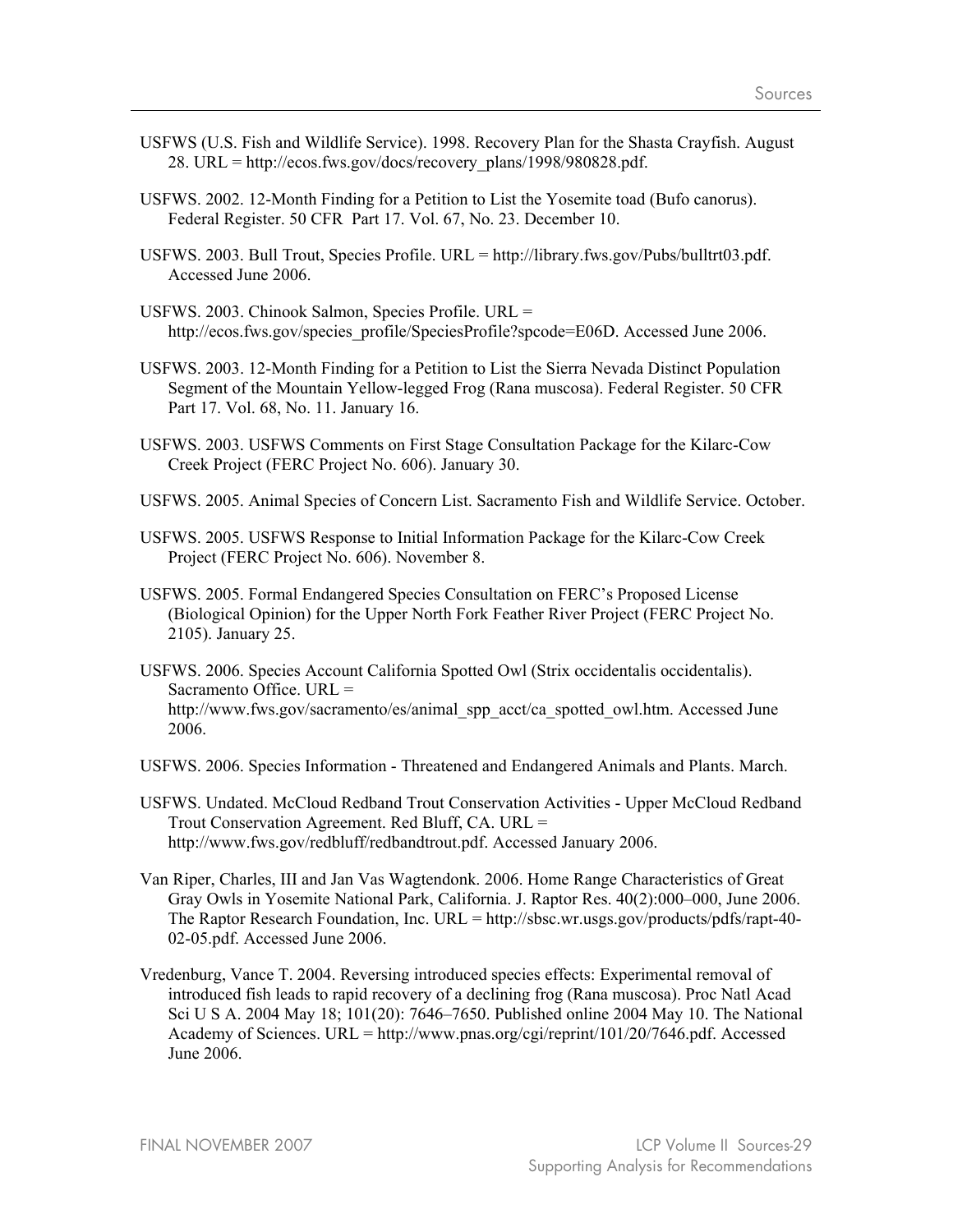USFWS (U.S. Fish and Wildlife Service). 1998. Recovery Plan for the Shasta Crayfish. August 28. URL = http://ecos.fws.gov/docs/recovery_plans/1998/980828.pdf.

USFWS. 2002. 12-Month Finding for a Petition to List the Yosemite toad (Bufo canorus). Federal Register. 50 CFR Part 17. Vol. 67, No. 23. December 10.

USFWS. 2003. Bull Trout, Species Profile. URL = http://library.fws.gov/Pubs/bulltrt03.pdf. Accessed June 2006.

USFWS. 2003. Chinook Salmon, Species Profile. URL = http://ecos.fws.gov/species_profile/SpeciesProfile?spcode=E06D. Accessed June 2006.

USFWS. 2003. 12-Month Finding for a Petition to List the Sierra Nevada Distinct Population Segment of the Mountain Yellow-legged Frog (Rana muscosa). Federal Register. 50 CFR Part 17. Vol. 68, No. 11. January 16.

USFWS. 2003. USFWS Comments on First Stage Consultation Package for the Kilarc-Cow Creek Project (FERC Project No. 606). January 30.

USFWS. 2005. Animal Species of Concern List. Sacramento Fish and Wildlife Service. October.

USFWS. 2005. USFWS Response to Initial Information Package for the Kilarc-Cow Creek Project (FERC Project No. 606). November 8.

USFWS. 2005. Formal Endangered Species Consultation on FERC's Proposed License (Biological Opinion) for the Upper North Fork Feather River Project (FERC Project No. 2105). January 25.

USFWS. 2006. Species Account California Spotted Owl (Strix occidentalis occidentalis). Sacramento Office. URL = http://www.fws.gov/sacramento/es/animal_spp_acct/ca_spotted_owl.htm. Accessed June 2006.

USFWS. 2006. Species Information - Threatened and Endangered Animals and Plants. March.

USFWS. Undated. McCloud Redband Trout Conservation Activities - Upper McCloud Redband Trout Conservation Agreement. Red Bluff, CA. URL = http://www.fws.gov/redbluff/redbandtrout.pdf. Accessed January 2006.

Van Riper, Charles, III and Jan Vas Wagtendonk. 2006. Home Range Characteristics of Great Gray Owls in Yosemite National Park, California. J. Raptor Res. 40(2):000–000, June 2006. The Raptor Research Foundation, Inc. URL = http://sbsc.wr.usgs.gov/products/pdfs/rapt-40-02-05.pdf. Accessed June 2006.

Vredenburg, Vance T. 2004. Reversing introduced species effects: Experimental removal of introduced fish leads to rapid recovery of a declining frog (Rana muscosa). Proc Natl Acad Sci U S A. 2004 May 18; 101(20): 7646–7650. Published online 2004 May 10. The National Academy of Sciences. URL = http://www.pnas.org/cgi/reprint/101/20/7646.pdf. Accessed June 2006.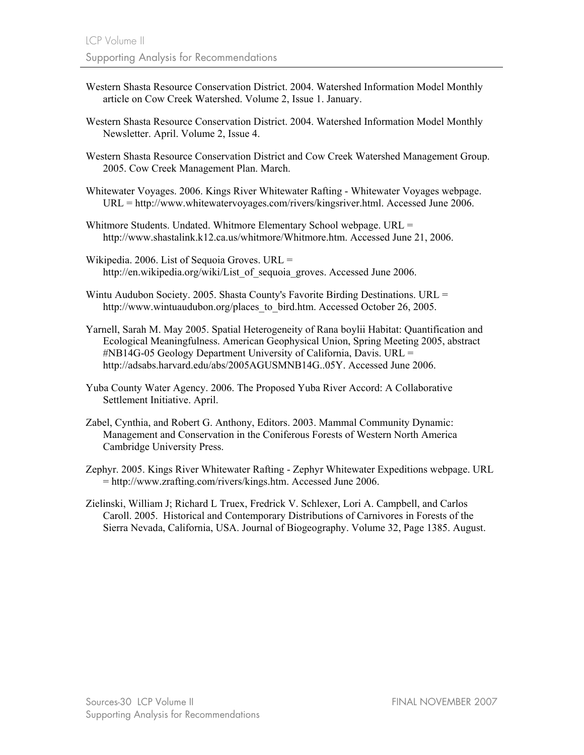Western Shasta Resource Conservation District. 2004. Watershed Information Model Monthly article on Cow Creek Watershed. Volume 2, Issue 1. January.

Western Shasta Resource Conservation District. 2004. Watershed Information Model Monthly Newsletter. April. Volume 2, Issue 4.

Western Shasta Resource Conservation District and Cow Creek Watershed Management Group. 2005. Cow Creek Management Plan. March.

Whitewater Voyages. 2006. Kings River Whitewater Rafting - Whitewater Voyages webpage. URL = http://www.whitewatervoyages.com/rivers/kingsriver.html. Accessed June 2006.

Whitmore Students. Undated. Whitmore Elementary School webpage. URL = http://www.shastalink.k12.ca.us/whitmore/Whitmore.htm. Accessed June 21, 2006.

Wikipedia. 2006. List of Sequoia Groves. URL = http://en.wikipedia.org/wiki/List_of_sequoia_groves. Accessed June 2006.

Wintu Audubon Society. 2005. Shasta County's Favorite Birding Destinations. URL = http://www.wintuaudubon.org/places_to_bird.htm. Accessed October 26, 2005.

Yarnell, Sarah M. May 2005. Spatial Heterogeneity of Rana boylii Habitat: Quantification and Ecological Meaningfulness. American Geophysical Union, Spring Meeting 2005, abstract #NB14G-05 Geology Department University of California, Davis. URL = http://adsabs.harvard.edu/abs/2005AGUSMNB14G..05Y. Accessed June 2006.

Yuba County Water Agency. 2006. The Proposed Yuba River Accord: A Collaborative Settlement Initiative. April.

Zabel, Cynthia, and Robert G. Anthony, Editors. 2003. Mammal Community Dynamic: Management and Conservation in the Coniferous Forests of Western North America Cambridge University Press.

Zephyr. 2005. Kings River Whitewater Rafting - Zephyr Whitewater Expeditions webpage. URL = http://www.zrafting.com/rivers/kings.htm. Accessed June 2006.

Zielinski, William J; Richard L Truex, Fredrick V. Schlexer, Lori A. Campbell, and Carlos Caroll. 2005. Historical and Contemporary Distributions of Carnivores in Forests of the Sierra Nevada, California, USA. Journal of Biogeography. Volume 32, Page 1385. August.